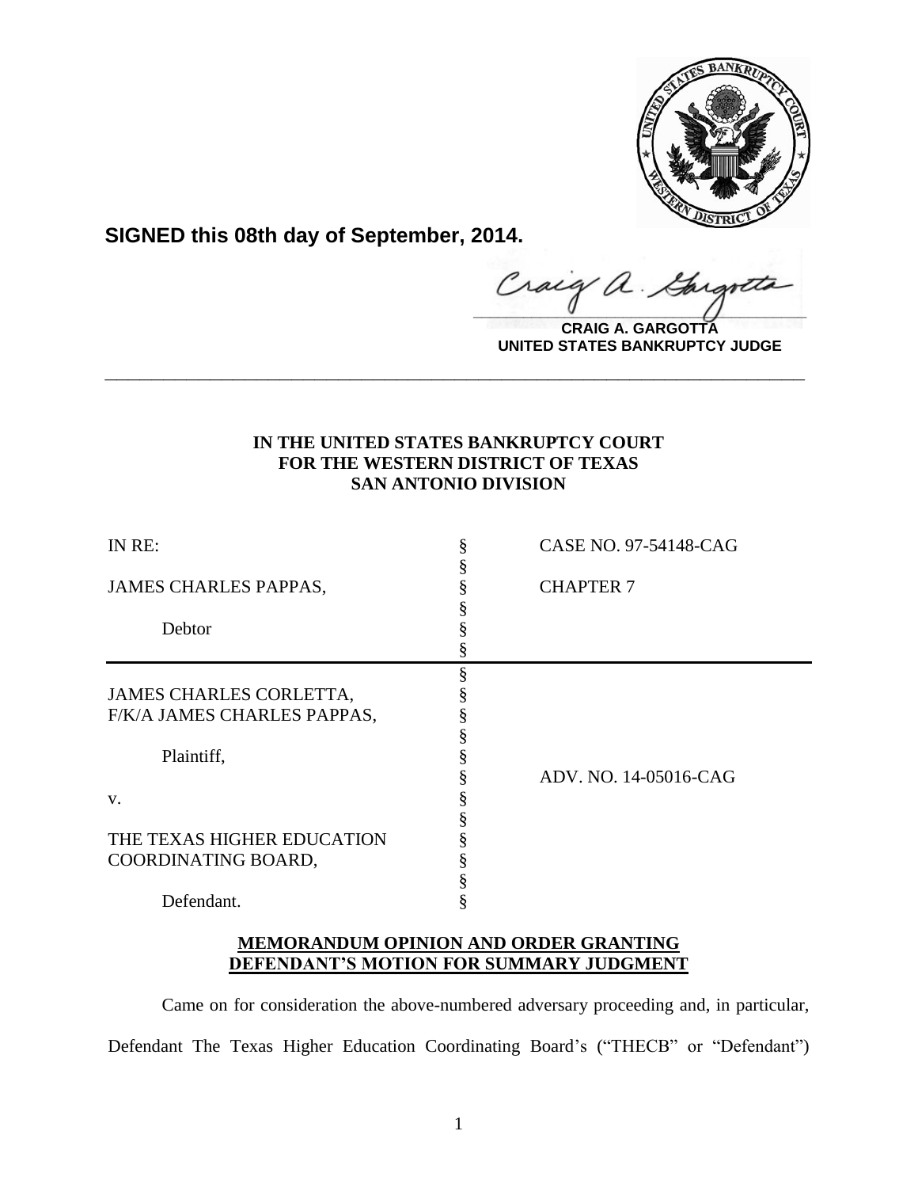**SIGNED this 08th day of September, 2014.**

**CRAIG A. GARGOTTA**
**UNITED STATES BANKRUPTCY JUDGE**

---

**IN THE UNITED STATES BANKRUPTCY COURT**
**FOR THE WESTERN DISTRICT OF TEXAS**
**SAN ANTONIO DIVISION**

| | | |
|---|---|---|
| IN RE: | § | CASE NO. 97-54148-CAG |
| | § | |
| JAMES CHARLES PAPPAS, | § | CHAPTER 7 |
| | § | |
| Debtor | § | |
| | § | |
| | § | |
| JAMES CHARLES CORLETTA, | § | |
| F/K/A JAMES CHARLES PAPPAS, | § | |
| | § | |
| Plaintiff, | § | |
| | § | ADV. NO. 14-05016-CAG |
| v. | § | |
| | § | |
| THE TEXAS HIGHER EDUCATION | § | |
| COORDINATING BOARD, | § | |
| | § | |
| Defendant. | § | |

**MEMORANDUM OPINION AND ORDER GRANTING DEFENDANT'S MOTION FOR SUMMARY JUDGMENT**

Came on for consideration the above-numbered adversary proceeding and, in particular, Defendant The Texas Higher Education Coordinating Board's ("THECB" or "Defendant")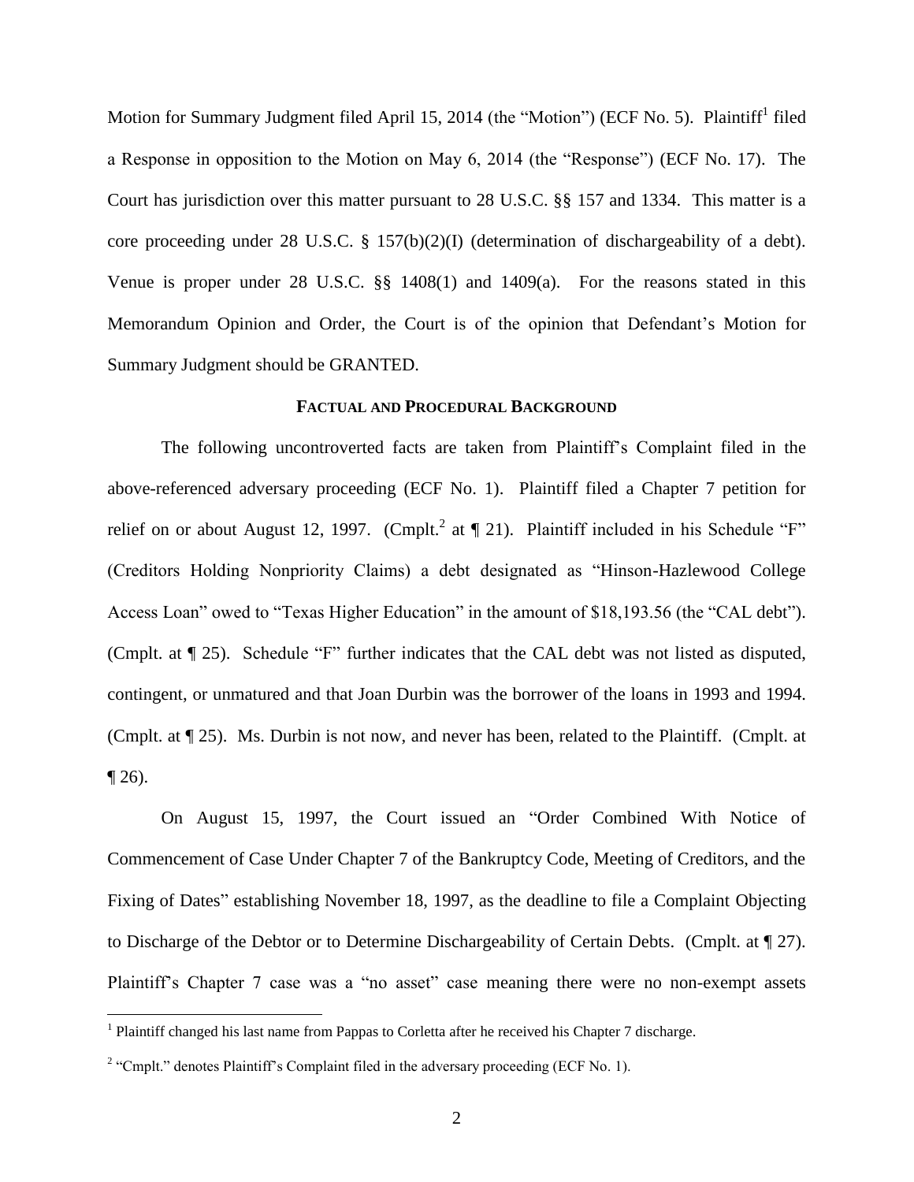Motion for Summary Judgment filed April 15, 2014 (the "Motion") (ECF No. 5). Plaintiff[1] filed a Response in opposition to the Motion on May 6, 2014 (the "Response") (ECF No. 17). The Court has jurisdiction over this matter pursuant to 28 U.S.C. §§ 157 and 1334. This matter is a core proceeding under 28 U.S.C. § 157(b)(2)(I) (determination of dischargeability of a debt). Venue is proper under 28 U.S.C. §§ 1408(1) and 1409(a). For the reasons stated in this Memorandum Opinion and Order, the Court is of the opinion that Defendant's Motion for Summary Judgment should be GRANTED.

## FACTUAL AND PROCEDURAL BACKGROUND

The following uncontroverted facts are taken from Plaintiff's Complaint filed in the above-referenced adversary proceeding (ECF No. 1). Plaintiff filed a Chapter 7 petition for relief on or about August 12, 1997. (Cmplt.[2] at ¶ 21). Plaintiff included in his Schedule "F" (Creditors Holding Nonpriority Claims) a debt designated as "Hinson-Hazlewood College Access Loan" owed to "Texas Higher Education" in the amount of $18,193.56 (the "CAL debt"). (Cmplt. at ¶ 25). Schedule "F" further indicates that the CAL debt was not listed as disputed, contingent, or unmatured and that Joan Durbin was the borrower of the loans in 1993 and 1994. (Cmplt. at ¶ 25). Ms. Durbin is not now, and never has been, related to the Plaintiff. (Cmplt. at ¶ 26).

On August 15, 1997, the Court issued an "Order Combined With Notice of Commencement of Case Under Chapter 7 of the Bankruptcy Code, Meeting of Creditors, and the Fixing of Dates" establishing November 18, 1997, as the deadline to file a Complaint Objecting to Discharge of the Debtor or to Determine Dischargeability of Certain Debts. (Cmplt. at ¶ 27). Plaintiff's Chapter 7 case was a "no asset" case meaning there were no non-exempt assets

---

[1] Plaintiff changed his last name from Pappas to Corletta after he received his Chapter 7 discharge.

[2] "Cmplt." denotes Plaintiff's Complaint filed in the adversary proceeding (ECF No. 1).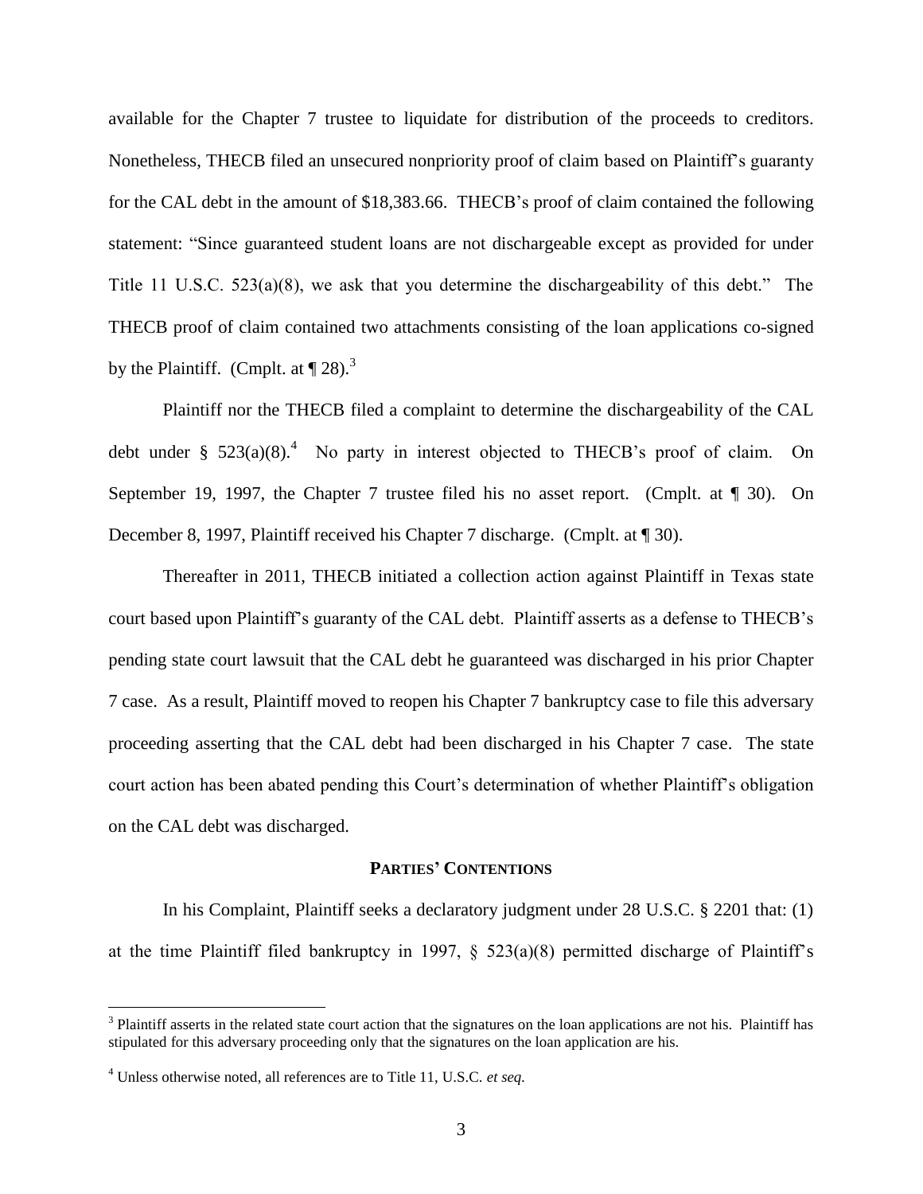available for the Chapter 7 trustee to liquidate for distribution of the proceeds to creditors. Nonetheless, THECB filed an unsecured nonpriority proof of claim based on Plaintiff's guaranty for the CAL debt in the amount of $18,383.66. THECB's proof of claim contained the following statement: "Since guaranteed student loans are not dischargeable except as provided for under Title 11 U.S.C. 523(a)(8), we ask that you determine the dischargeability of this debt." The THECB proof of claim contained two attachments consisting of the loan applications co-signed by the Plaintiff. (Cmplt. at ¶ 28).[3]

Plaintiff nor the THECB filed a complaint to determine the dischargeability of the CAL debt under § 523(a)(8).[4] No party in interest objected to THECB's proof of claim. On September 19, 1997, the Chapter 7 trustee filed his no asset report. (Cmplt. at ¶ 30). On December 8, 1997, Plaintiff received his Chapter 7 discharge. (Cmplt. at ¶ 30).

Thereafter in 2011, THECB initiated a collection action against Plaintiff in Texas state court based upon Plaintiff's guaranty of the CAL debt. Plaintiff asserts as a defense to THECB's pending state court lawsuit that the CAL debt he guaranteed was discharged in his prior Chapter 7 case. As a result, Plaintiff moved to reopen his Chapter 7 bankruptcy case to file this adversary proceeding asserting that the CAL debt had been discharged in his Chapter 7 case. The state court action has been abated pending this Court's determination of whether Plaintiff's obligation on the CAL debt was discharged.

## PARTIES' CONTENTIONS

In his Complaint, Plaintiff seeks a declaratory judgment under 28 U.S.C. § 2201 that: (1) at the time Plaintiff filed bankruptcy in 1997, § 523(a)(8) permitted discharge of Plaintiff's

---

[3] Plaintiff asserts in the related state court action that the signatures on the loan applications are not his. Plaintiff has stipulated for this adversary proceeding only that the signatures on the loan application are his.

[4] Unless otherwise noted, all references are to Title 11, U.S.C. *et seq*.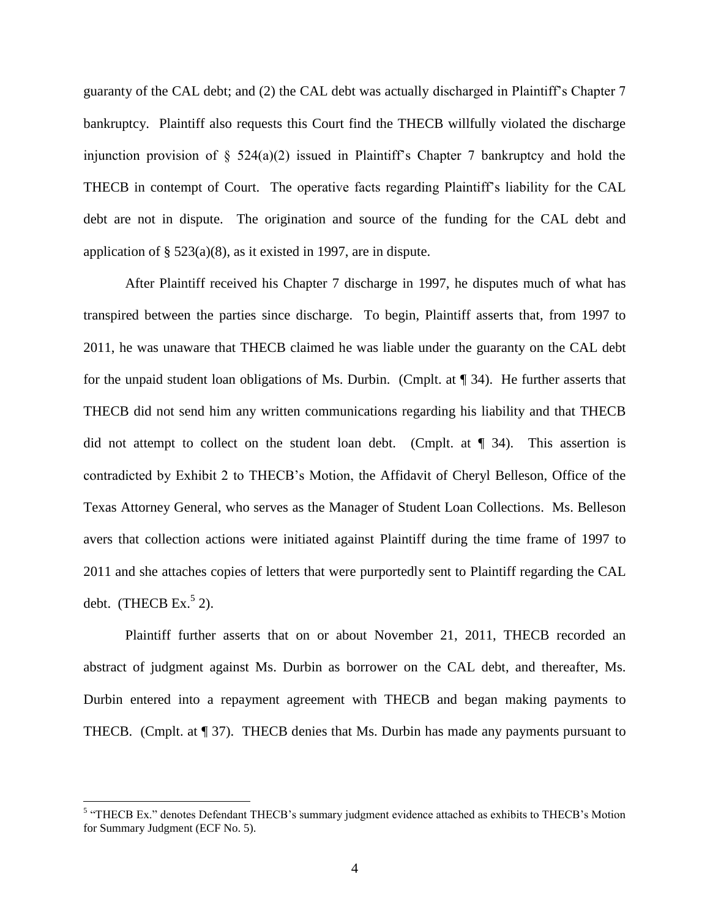guaranty of the CAL debt; and (2) the CAL debt was actually discharged in Plaintiff's Chapter 7 bankruptcy. Plaintiff also requests this Court find the THECB willfully violated the discharge injunction provision of § 524(a)(2) issued in Plaintiff's Chapter 7 bankruptcy and hold the THECB in contempt of Court. The operative facts regarding Plaintiff's liability for the CAL debt are not in dispute. The origination and source of the funding for the CAL debt and application of § 523(a)(8), as it existed in 1997, are in dispute.

After Plaintiff received his Chapter 7 discharge in 1997, he disputes much of what has transpired between the parties since discharge. To begin, Plaintiff asserts that, from 1997 to 2011, he was unaware that THECB claimed he was liable under the guaranty on the CAL debt for the unpaid student loan obligations of Ms. Durbin. (Cmplt. at ¶ 34). He further asserts that THECB did not send him any written communications regarding his liability and that THECB did not attempt to collect on the student loan debt. (Cmplt. at ¶ 34). This assertion is contradicted by Exhibit 2 to THECB's Motion, the Affidavit of Cheryl Belleson, Office of the Texas Attorney General, who serves as the Manager of Student Loan Collections. Ms. Belleson avers that collection actions were initiated against Plaintiff during the time frame of 1997 to 2011 and she attaches copies of letters that were purportedly sent to Plaintiff regarding the CAL debt. (THECB Ex.[5] 2).

Plaintiff further asserts that on or about November 21, 2011, THECB recorded an abstract of judgment against Ms. Durbin as borrower on the CAL debt, and thereafter, Ms. Durbin entered into a repayment agreement with THECB and began making payments to THECB. (Cmplt. at ¶ 37). THECB denies that Ms. Durbin has made any payments pursuant to

[5] "THECB Ex." denotes Defendant THECB's summary judgment evidence attached as exhibits to THECB's Motion for Summary Judgment (ECF No. 5).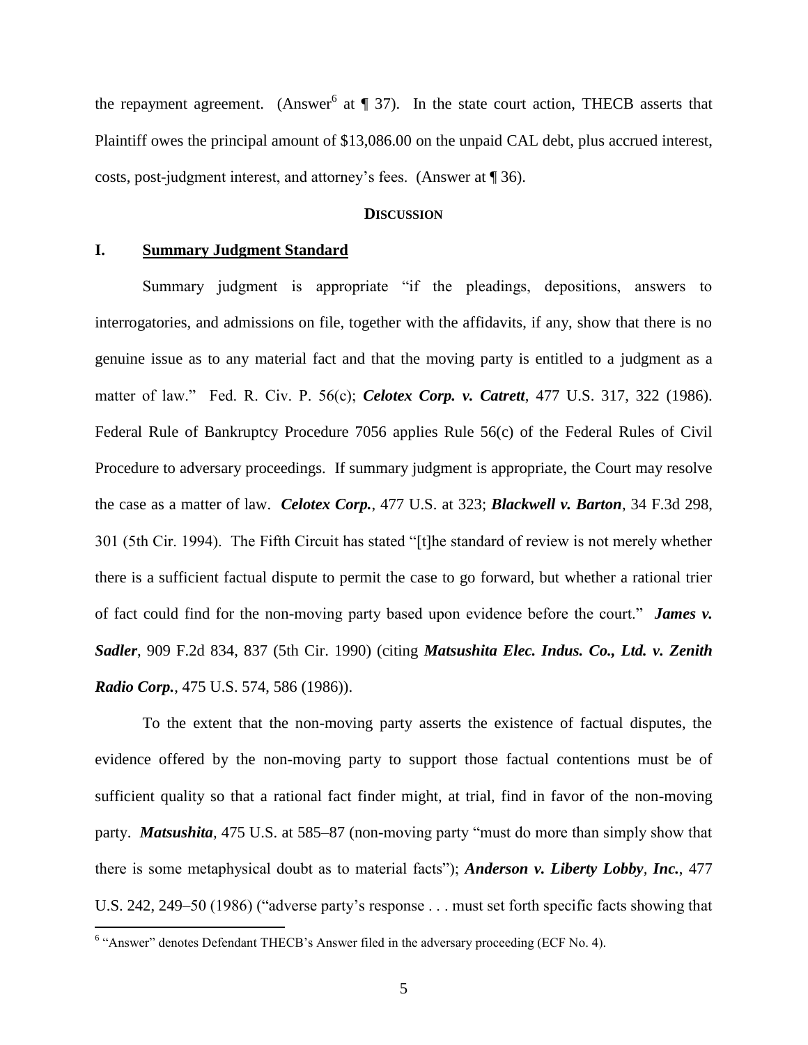the repayment agreement. (Answer[6] at ¶ 37). In the state court action, THECB asserts that Plaintiff owes the principal amount of $13,086.00 on the unpaid CAL debt, plus accrued interest, costs, post-judgment interest, and attorney's fees. (Answer at ¶ 36).

## DISCUSSION

### I. Summary Judgment Standard

Summary judgment is appropriate "if the pleadings, depositions, answers to interrogatories, and admissions on file, together with the affidavits, if any, show that there is no genuine issue as to any material fact and that the moving party is entitled to a judgment as a matter of law." Fed. R. Civ. P. 56(c); ***Celotex Corp. v. Catrett***, 477 U.S. 317, 322 (1986). Federal Rule of Bankruptcy Procedure 7056 applies Rule 56(c) of the Federal Rules of Civil Procedure to adversary proceedings. If summary judgment is appropriate, the Court may resolve the case as a matter of law. ***Celotex Corp.***, 477 U.S. at 323; ***Blackwell v. Barton***, 34 F.3d 298, 301 (5th Cir. 1994). The Fifth Circuit has stated "[t]he standard of review is not merely whether there is a sufficient factual dispute to permit the case to go forward, but whether a rational trier of fact could find for the non-moving party based upon evidence before the court." ***James v. Sadler***, 909 F.2d 834, 837 (5th Cir. 1990) (citing ***Matsushita Elec. Indus. Co., Ltd. v. Zenith Radio Corp.***, 475 U.S. 574, 586 (1986)).

To the extent that the non-moving party asserts the existence of factual disputes, the evidence offered by the non-moving party to support those factual contentions must be of sufficient quality so that a rational fact finder might, at trial, find in favor of the non-moving party. ***Matsushita***, 475 U.S. at 585–87 (non-moving party "must do more than simply show that there is some metaphysical doubt as to material facts"); ***Anderson v. Liberty Lobby, Inc.***, 477 U.S. 242, 249–50 (1986) ("adverse party's response . . . must set forth specific facts showing that

[6] "Answer" denotes Defendant THECB's Answer filed in the adversary proceeding (ECF No. 4).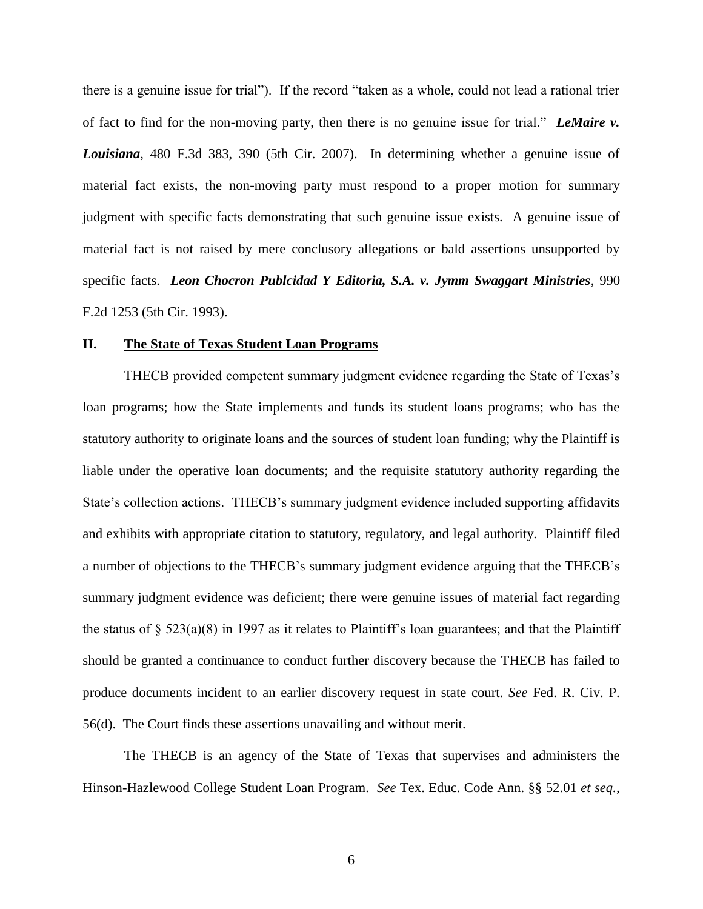there is a genuine issue for trial"). If the record "taken as a whole, could not lead a rational trier of fact to find for the non-moving party, then there is no genuine issue for trial." ***LeMaire v. Louisiana***, 480 F.3d 383, 390 (5th Cir. 2007). In determining whether a genuine issue of material fact exists, the non-moving party must respond to a proper motion for summary judgment with specific facts demonstrating that such genuine issue exists. A genuine issue of material fact is not raised by mere conclusory allegations or bald assertions unsupported by specific facts. ***Leon Chocron Publcidad Y Editoria, S.A. v. Jymm Swaggart Ministries***, 990 F.2d 1253 (5th Cir. 1993).

## II. The State of Texas Student Loan Programs

THECB provided competent summary judgment evidence regarding the State of Texas's loan programs; how the State implements and funds its student loans programs; who has the statutory authority to originate loans and the sources of student loan funding; why the Plaintiff is liable under the operative loan documents; and the requisite statutory authority regarding the State's collection actions. THECB's summary judgment evidence included supporting affidavits and exhibits with appropriate citation to statutory, regulatory, and legal authority. Plaintiff filed a number of objections to the THECB's summary judgment evidence arguing that the THECB's summary judgment evidence was deficient; there were genuine issues of material fact regarding the status of § 523(a)(8) in 1997 as it relates to Plaintiff's loan guarantees; and that the Plaintiff should be granted a continuance to conduct further discovery because the THECB has failed to produce documents incident to an earlier discovery request in state court. *See* Fed. R. Civ. P. 56(d). The Court finds these assertions unavailing and without merit.

The THECB is an agency of the State of Texas that supervises and administers the Hinson-Hazlewood College Student Loan Program. *See* Tex. Educ. Code Ann. §§ 52.01 *et seq.*,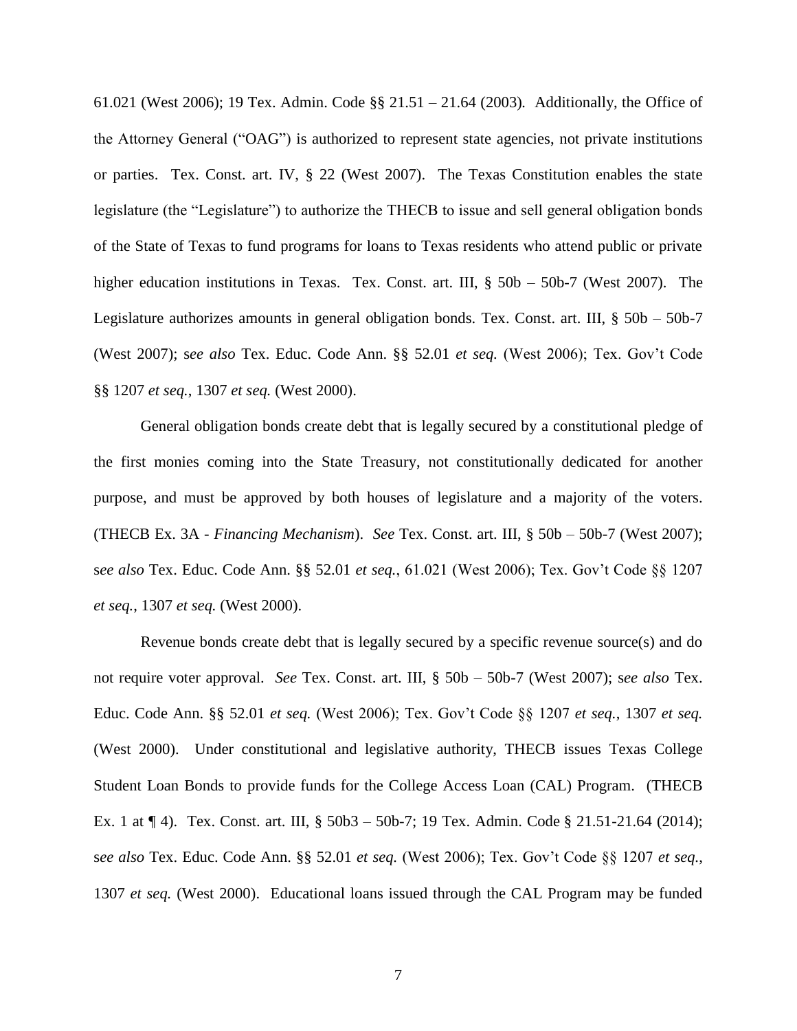61.021 (West 2006); 19 Tex. Admin. Code §§ 21.51 – 21.64 (2003). Additionally, the Office of the Attorney General ("OAG") is authorized to represent state agencies, not private institutions or parties. Tex. Const. art. IV, § 22 (West 2007). The Texas Constitution enables the state legislature (the "Legislature") to authorize the THECB to issue and sell general obligation bonds of the State of Texas to fund programs for loans to Texas residents who attend public or private higher education institutions in Texas. Tex. Const. art. III, § 50b – 50b-7 (West 2007). The Legislature authorizes amounts in general obligation bonds. Tex. Const. art. III, § 50b – 50b-7 (West 2007); s*ee also* Tex. Educ. Code Ann. §§ 52.01 *et seq.* (West 2006); Tex. Gov't Code §§ 1207 *et seq.*, 1307 *et seq.* (West 2000).

General obligation bonds create debt that is legally secured by a constitutional pledge of the first monies coming into the State Treasury, not constitutionally dedicated for another purpose, and must be approved by both houses of legislature and a majority of the voters. (THECB Ex. 3A - *Financing Mechanism*). *See* Tex. Const. art. III, § 50b – 50b-7 (West 2007); s*ee also* Tex. Educ. Code Ann. §§ 52.01 *et seq.*, 61.021 (West 2006); Tex. Gov't Code §§ 1207 *et seq.*, 1307 *et seq.* (West 2000).

Revenue bonds create debt that is legally secured by a specific revenue source(s) and do not require voter approval. *See* Tex. Const. art. III, § 50b – 50b-7 (West 2007); s*ee also* Tex. Educ. Code Ann. §§ 52.01 *et seq.* (West 2006); Tex. Gov't Code §§ 1207 *et seq.*, 1307 *et seq.* (West 2000). Under constitutional and legislative authority, THECB issues Texas College Student Loan Bonds to provide funds for the College Access Loan (CAL) Program. (THECB Ex. 1 at ¶ 4). Tex. Const. art. III, § 50b3 – 50b-7; 19 Tex. Admin. Code § 21.51-21.64 (2014); s*ee also* Tex. Educ. Code Ann. §§ 52.01 *et seq.* (West 2006); Tex. Gov't Code §§ 1207 *et seq.*, 1307 *et seq.* (West 2000). Educational loans issued through the CAL Program may be funded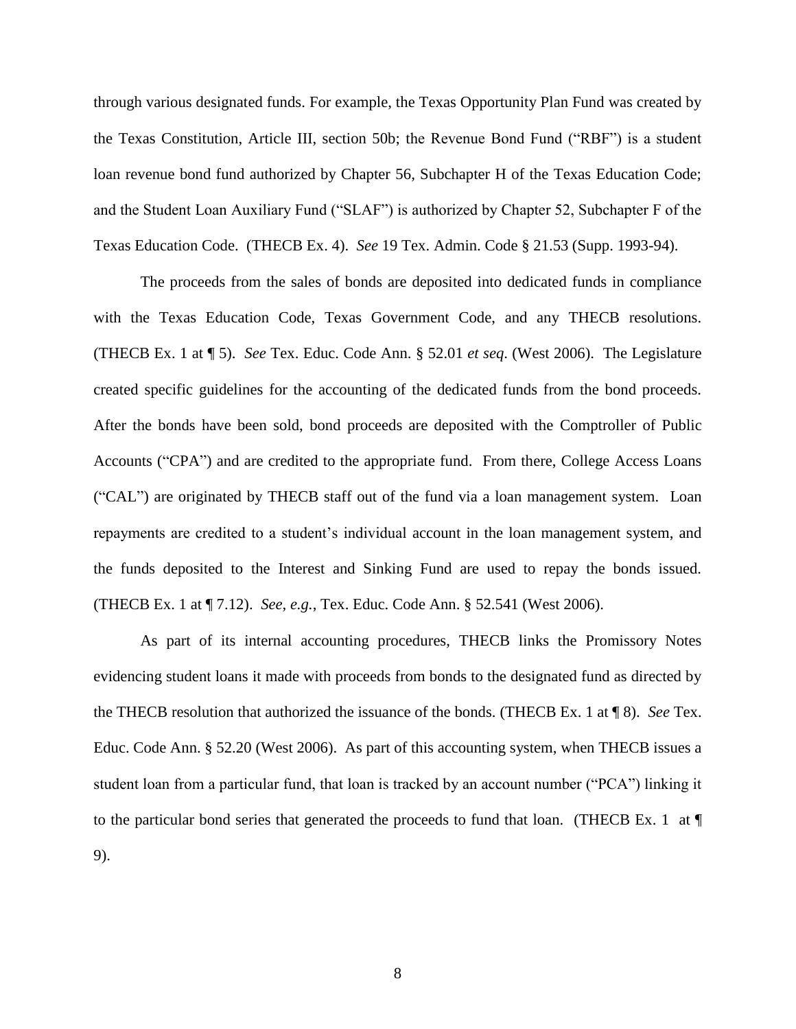through various designated funds. For example, the Texas Opportunity Plan Fund was created by the Texas Constitution, Article III, section 50b; the Revenue Bond Fund ("RBF") is a student loan revenue bond fund authorized by Chapter 56, Subchapter H of the Texas Education Code; and the Student Loan Auxiliary Fund ("SLAF") is authorized by Chapter 52, Subchapter F of the Texas Education Code. (THECB Ex. 4). *See* 19 Tex. Admin. Code § 21.53 (Supp. 1993-94).

The proceeds from the sales of bonds are deposited into dedicated funds in compliance with the Texas Education Code, Texas Government Code, and any THECB resolutions. (THECB Ex. 1 at ¶ 5). *See* Tex. Educ. Code Ann. § 52.01 *et seq*. (West 2006). The Legislature created specific guidelines for the accounting of the dedicated funds from the bond proceeds. After the bonds have been sold, bond proceeds are deposited with the Comptroller of Public Accounts ("CPA") and are credited to the appropriate fund. From there, College Access Loans ("CAL") are originated by THECB staff out of the fund via a loan management system. Loan repayments are credited to a student's individual account in the loan management system, and the funds deposited to the Interest and Sinking Fund are used to repay the bonds issued. (THECB Ex. 1 at ¶ 7.12). *See, e.g.*, Tex. Educ. Code Ann. § 52.541 (West 2006).

As part of its internal accounting procedures, THECB links the Promissory Notes evidencing student loans it made with proceeds from bonds to the designated fund as directed by the THECB resolution that authorized the issuance of the bonds. (THECB Ex. 1 at ¶ 8). *See* Tex. Educ. Code Ann. § 52.20 (West 2006). As part of this accounting system, when THECB issues a student loan from a particular fund, that loan is tracked by an account number ("PCA") linking it to the particular bond series that generated the proceeds to fund that loan. (THECB Ex. 1 at ¶ 9).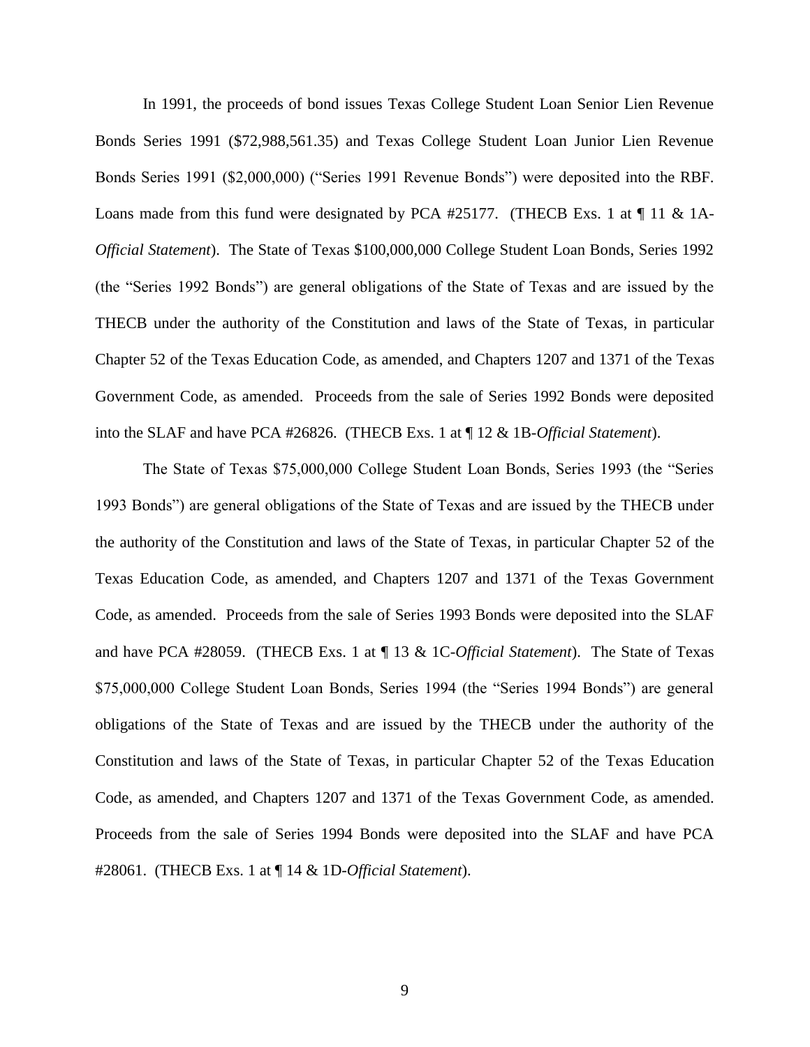In 1991, the proceeds of bond issues Texas College Student Loan Senior Lien Revenue Bonds Series 1991 ($72,988,561.35) and Texas College Student Loan Junior Lien Revenue Bonds Series 1991 ($2,000,000) ("Series 1991 Revenue Bonds") were deposited into the RBF. Loans made from this fund were designated by PCA #25177. (THECB Exs. 1 at ¶ 11 & 1A-*Official Statement*). The State of Texas $100,000,000 College Student Loan Bonds, Series 1992 (the "Series 1992 Bonds") are general obligations of the State of Texas and are issued by the THECB under the authority of the Constitution and laws of the State of Texas, in particular Chapter 52 of the Texas Education Code, as amended, and Chapters 1207 and 1371 of the Texas Government Code, as amended. Proceeds from the sale of Series 1992 Bonds were deposited into the SLAF and have PCA #26826. (THECB Exs. 1 at ¶ 12 & 1B-*Official Statement*).

The State of Texas $75,000,000 College Student Loan Bonds, Series 1993 (the "Series 1993 Bonds") are general obligations of the State of Texas and are issued by the THECB under the authority of the Constitution and laws of the State of Texas, in particular Chapter 52 of the Texas Education Code, as amended, and Chapters 1207 and 1371 of the Texas Government Code, as amended. Proceeds from the sale of Series 1993 Bonds were deposited into the SLAF and have PCA #28059. (THECB Exs. 1 at ¶ 13 & 1C-*Official Statement*). The State of Texas $75,000,000 College Student Loan Bonds, Series 1994 (the "Series 1994 Bonds") are general obligations of the State of Texas and are issued by the THECB under the authority of the Constitution and laws of the State of Texas, in particular Chapter 52 of the Texas Education Code, as amended, and Chapters 1207 and 1371 of the Texas Government Code, as amended. Proceeds from the sale of Series 1994 Bonds were deposited into the SLAF and have PCA #28061. (THECB Exs. 1 at ¶ 14 & 1D-*Official Statement*).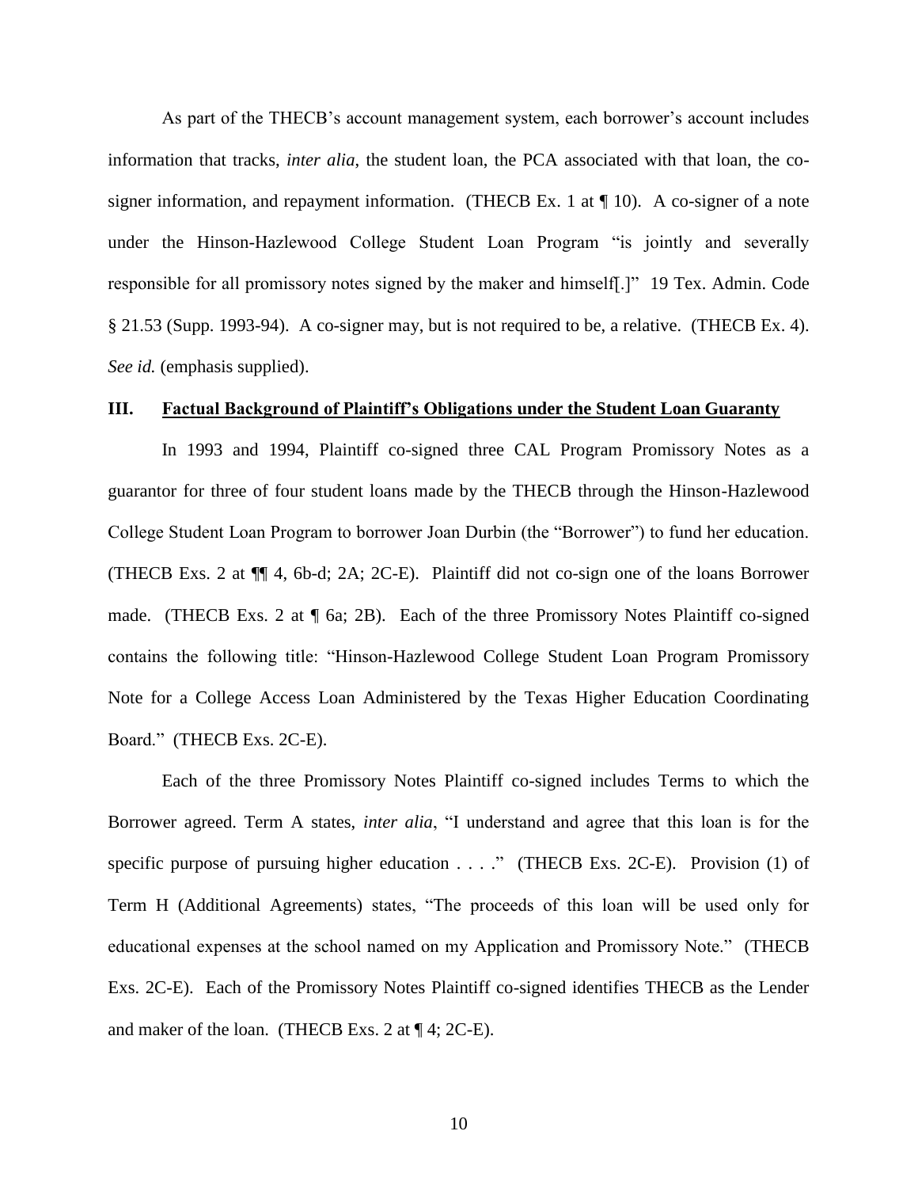As part of the THECB's account management system, each borrower's account includes information that tracks, *inter alia*, the student loan, the PCA associated with that loan, the co-signer information, and repayment information. (THECB Ex. 1 at ¶ 10). A co-signer of a note under the Hinson-Hazlewood College Student Loan Program "is jointly and severally responsible for all promissory notes signed by the maker and himself[.]" 19 Tex. Admin. Code § 21.53 (Supp. 1993-94). A co-signer may, but is not required to be, a relative. (THECB Ex. 4). *See id.* (emphasis supplied).

## III. <u>Factual Background of Plaintiff's Obligations under the Student Loan Guaranty</u>

In 1993 and 1994, Plaintiff co-signed three CAL Program Promissory Notes as a guarantor for three of four student loans made by the THECB through the Hinson-Hazlewood College Student Loan Program to borrower Joan Durbin (the "Borrower") to fund her education. (THECB Exs. 2 at ¶¶ 4, 6b-d; 2A; 2C-E). Plaintiff did not co-sign one of the loans Borrower made. (THECB Exs. 2 at ¶ 6a; 2B). Each of the three Promissory Notes Plaintiff co-signed contains the following title: "Hinson-Hazlewood College Student Loan Program Promissory Note for a College Access Loan Administered by the Texas Higher Education Coordinating Board." (THECB Exs. 2C-E).

Each of the three Promissory Notes Plaintiff co-signed includes Terms to which the Borrower agreed. Term A states, *inter alia*, "I understand and agree that this loan is for the specific purpose of pursuing higher education . . . ." (THECB Exs. 2C-E). Provision (1) of Term H (Additional Agreements) states, "The proceeds of this loan will be used only for educational expenses at the school named on my Application and Promissory Note." (THECB Exs. 2C-E). Each of the Promissory Notes Plaintiff co-signed identifies THECB as the Lender and maker of the loan. (THECB Exs. 2 at ¶ 4; 2C-E).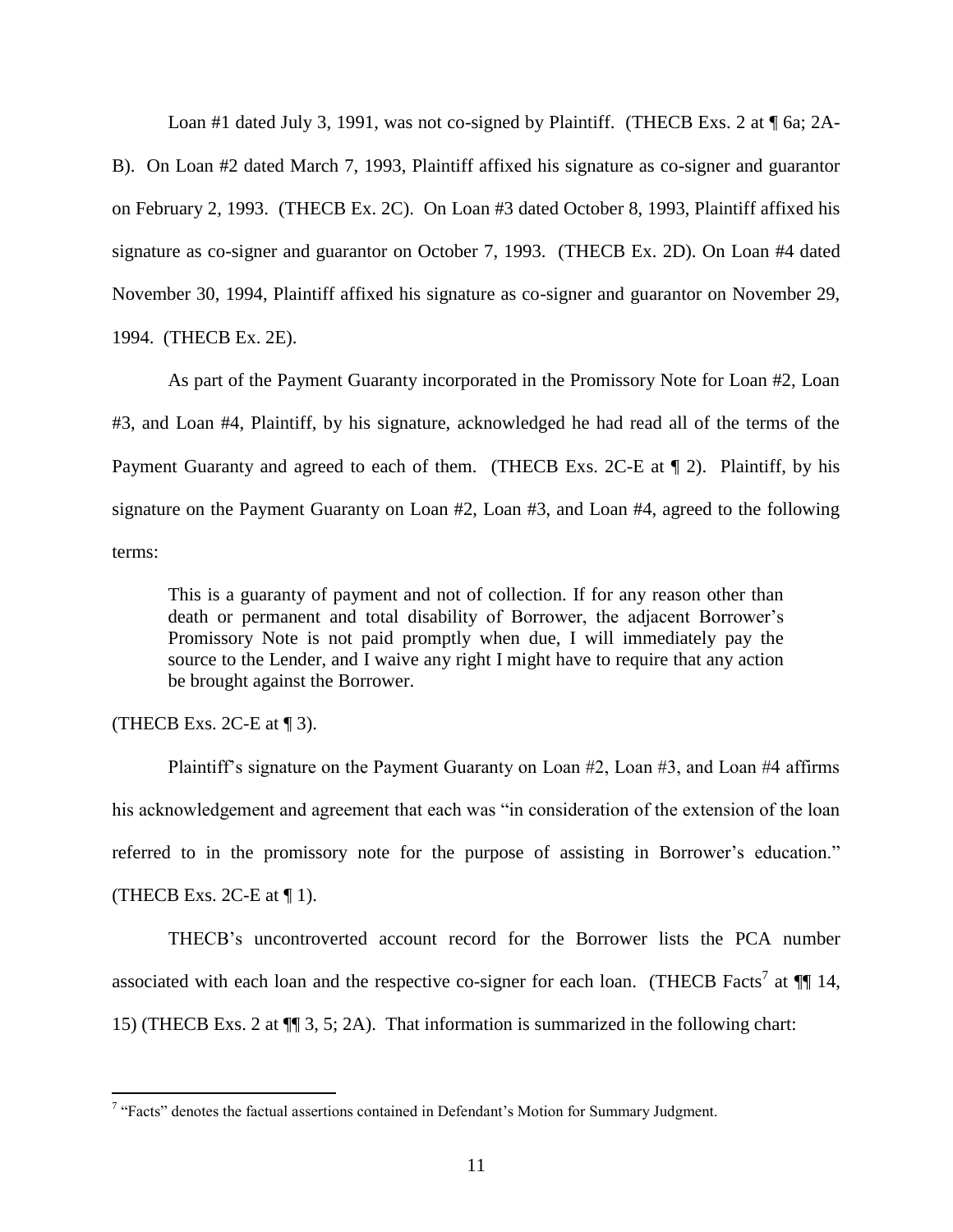Loan #1 dated July 3, 1991, was not co-signed by Plaintiff. (THECB Exs. 2 at ¶ 6a; 2A-B). On Loan #2 dated March 7, 1993, Plaintiff affixed his signature as co-signer and guarantor on February 2, 1993. (THECB Ex. 2C). On Loan #3 dated October 8, 1993, Plaintiff affixed his signature as co-signer and guarantor on October 7, 1993. (THECB Ex. 2D). On Loan #4 dated November 30, 1994, Plaintiff affixed his signature as co-signer and guarantor on November 29, 1994. (THECB Ex. 2E).

As part of the Payment Guaranty incorporated in the Promissory Note for Loan #2, Loan #3, and Loan #4, Plaintiff, by his signature, acknowledged he had read all of the terms of the Payment Guaranty and agreed to each of them. (THECB Exs. 2C-E at ¶ 2). Plaintiff, by his signature on the Payment Guaranty on Loan #2, Loan #3, and Loan #4, agreed to the following terms:

> This is a guaranty of payment and not of collection. If for any reason other than death or permanent and total disability of Borrower, the adjacent Borrower's Promissory Note is not paid promptly when due, I will immediately pay the source to the Lender, and I waive any right I might have to require that any action be brought against the Borrower.

(THECB Exs. 2C-E at ¶ 3).

Plaintiff's signature on the Payment Guaranty on Loan #2, Loan #3, and Loan #4 affirms his acknowledgement and agreement that each was "in consideration of the extension of the loan referred to in the promissory note for the purpose of assisting in Borrower's education." (THECB Exs. 2C-E at ¶ 1).

THECB's uncontroverted account record for the Borrower lists the PCA number associated with each loan and the respective co-signer for each loan. (THECB Facts[7] at ¶¶ 14, 15) (THECB Exs. 2 at ¶¶ 3, 5; 2A). That information is summarized in the following chart:

[7] "Facts" denotes the factual assertions contained in Defendant's Motion for Summary Judgment.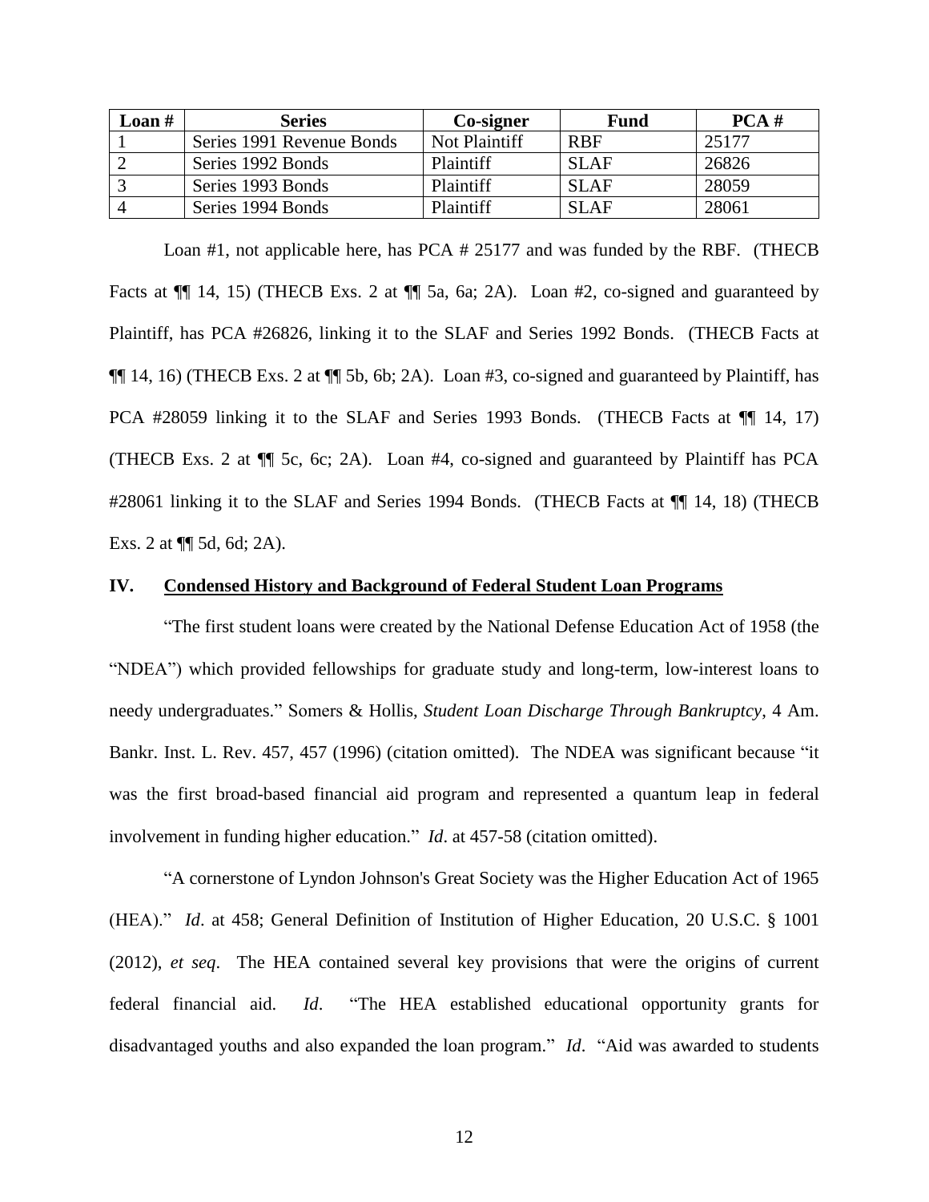| Loan # | Series | Co-signer | Fund | PCA # |
|---|---|---|---|---|
| 1 | Series 1991 Revenue Bonds | Not Plaintiff | RBF | 25177 |
| 2 | Series 1992 Bonds | Plaintiff | SLAF | 26826 |
| 3 | Series 1993 Bonds | Plaintiff | SLAF | 28059 |
| 4 | Series 1994 Bonds | Plaintiff | SLAF | 28061 |

Loan #1, not applicable here, has PCA # 25177 and was funded by the RBF. (THECB Facts at ¶¶ 14, 15) (THECB Exs. 2 at ¶¶ 5a, 6a; 2A). Loan #2, co-signed and guaranteed by Plaintiff, has PCA #26826, linking it to the SLAF and Series 1992 Bonds. (THECB Facts at ¶¶ 14, 16) (THECB Exs. 2 at ¶¶ 5b, 6b; 2A). Loan #3, co-signed and guaranteed by Plaintiff, has PCA #28059 linking it to the SLAF and Series 1993 Bonds. (THECB Facts at ¶¶ 14, 17) (THECB Exs. 2 at ¶¶ 5c, 6c; 2A). Loan #4, co-signed and guaranteed by Plaintiff has PCA #28061 linking it to the SLAF and Series 1994 Bonds. (THECB Facts at ¶¶ 14, 18) (THECB Exs. 2 at ¶¶ 5d, 6d; 2A).

## IV. Condensed History and Background of Federal Student Loan Programs

"The first student loans were created by the National Defense Education Act of 1958 (the "NDEA") which provided fellowships for graduate study and long-term, low-interest loans to needy undergraduates." Somers & Hollis, *Student Loan Discharge Through Bankruptcy*, 4 Am. Bankr. Inst. L. Rev. 457, 457 (1996) (citation omitted). The NDEA was significant because "it was the first broad-based financial aid program and represented a quantum leap in federal involvement in funding higher education." *Id*. at 457-58 (citation omitted).

"A cornerstone of Lyndon Johnson's Great Society was the Higher Education Act of 1965 (HEA)." *Id*. at 458; General Definition of Institution of Higher Education, 20 U.S.C. § 1001 (2012), *et seq*. The HEA contained several key provisions that were the origins of current federal financial aid. *Id*. "The HEA established educational opportunity grants for disadvantaged youths and also expanded the loan program." *Id*. "Aid was awarded to students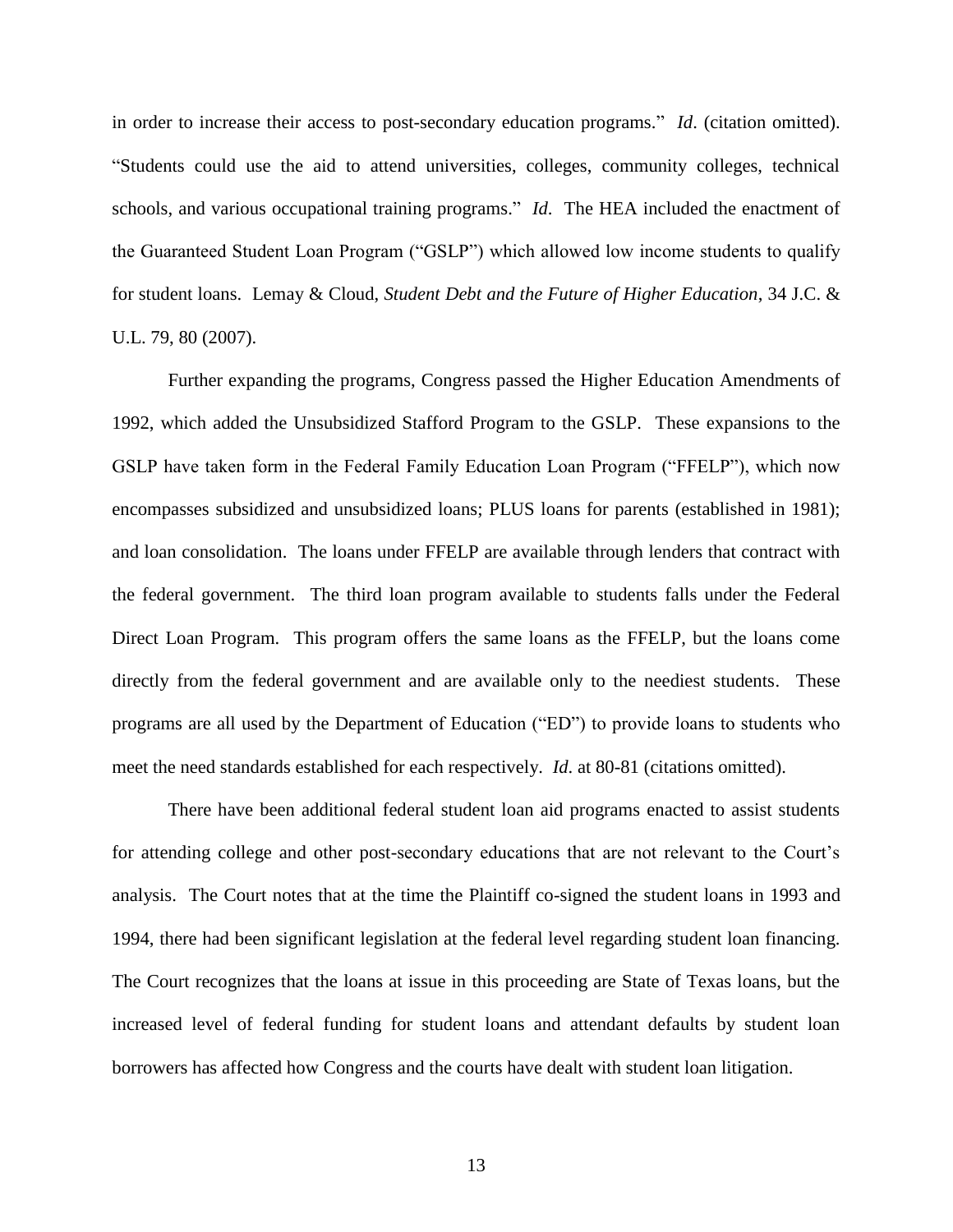in order to increase their access to post-secondary education programs." *Id*. (citation omitted). "Students could use the aid to attend universities, colleges, community colleges, technical schools, and various occupational training programs." *Id*. The HEA included the enactment of the Guaranteed Student Loan Program ("GSLP") which allowed low income students to qualify for student loans. Lemay & Cloud, *Student Debt and the Future of Higher Education*, 34 J.C. & U.L. 79, 80 (2007).

Further expanding the programs, Congress passed the Higher Education Amendments of 1992, which added the Unsubsidized Stafford Program to the GSLP. These expansions to the GSLP have taken form in the Federal Family Education Loan Program ("FFELP"), which now encompasses subsidized and unsubsidized loans; PLUS loans for parents (established in 1981); and loan consolidation. The loans under FFELP are available through lenders that contract with the federal government. The third loan program available to students falls under the Federal Direct Loan Program. This program offers the same loans as the FFELP, but the loans come directly from the federal government and are available only to the neediest students. These programs are all used by the Department of Education ("ED") to provide loans to students who meet the need standards established for each respectively. *Id*. at 80-81 (citations omitted).

There have been additional federal student loan aid programs enacted to assist students for attending college and other post-secondary educations that are not relevant to the Court's analysis. The Court notes that at the time the Plaintiff co-signed the student loans in 1993 and 1994, there had been significant legislation at the federal level regarding student loan financing. The Court recognizes that the loans at issue in this proceeding are State of Texas loans, but the increased level of federal funding for student loans and attendant defaults by student loan borrowers has affected how Congress and the courts have dealt with student loan litigation.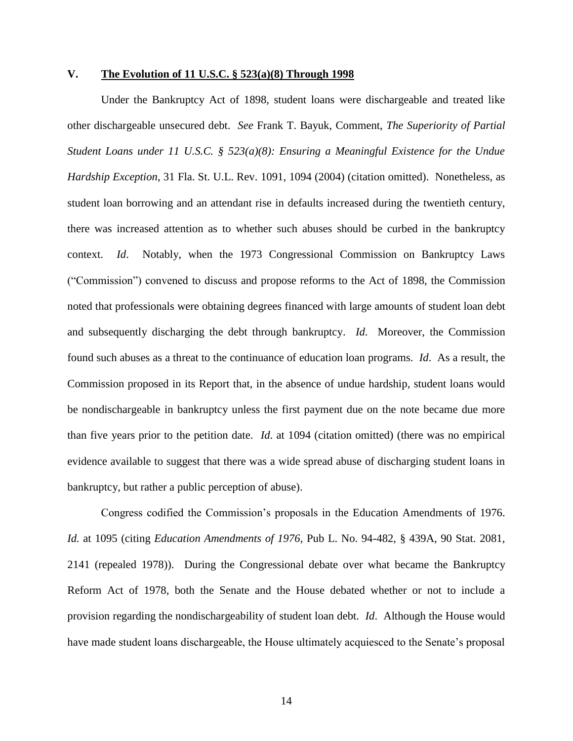## V. **The Evolution of 11 U.S.C. § 523(a)(8) Through 1998**

Under the Bankruptcy Act of 1898, student loans were dischargeable and treated like other dischargeable unsecured debt. *See* Frank T. Bayuk, Comment, *The Superiority of Partial Student Loans under 11 U.S.C. § 523(a)(8): Ensuring a Meaningful Existence for the Undue Hardship Exception*, 31 Fla. St. U.L. Rev. 1091, 1094 (2004) (citation omitted). Nonetheless, as student loan borrowing and an attendant rise in defaults increased during the twentieth century, there was increased attention as to whether such abuses should be curbed in the bankruptcy context. *Id*. Notably, when the 1973 Congressional Commission on Bankruptcy Laws ("Commission") convened to discuss and propose reforms to the Act of 1898, the Commission noted that professionals were obtaining degrees financed with large amounts of student loan debt and subsequently discharging the debt through bankruptcy. *Id*. Moreover, the Commission found such abuses as a threat to the continuance of education loan programs. *Id*. As a result, the Commission proposed in its Report that, in the absence of undue hardship, student loans would be nondischargeable in bankruptcy unless the first payment due on the note became due more than five years prior to the petition date. *Id*. at 1094 (citation omitted) (there was no empirical evidence available to suggest that there was a wide spread abuse of discharging student loans in bankruptcy, but rather a public perception of abuse).

Congress codified the Commission's proposals in the Education Amendments of 1976. *Id.* at 1095 (citing *Education Amendments of 1976*, Pub L. No. 94-482, § 439A, 90 Stat. 2081, 2141 (repealed 1978)). During the Congressional debate over what became the Bankruptcy Reform Act of 1978, both the Senate and the House debated whether or not to include a provision regarding the nondischargeability of student loan debt. *Id*. Although the House would have made student loans dischargeable, the House ultimately acquiesced to the Senate's proposal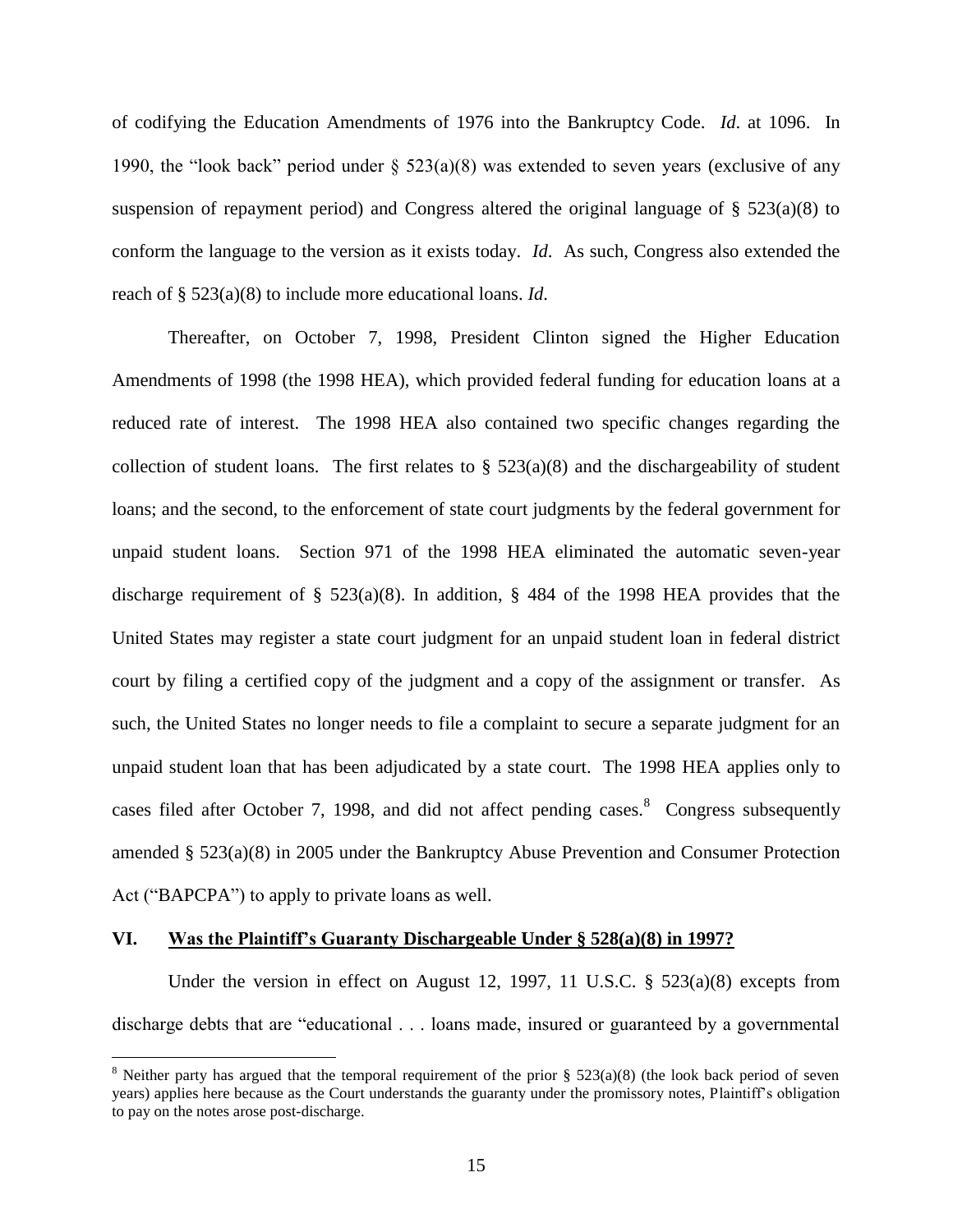of codifying the Education Amendments of 1976 into the Bankruptcy Code. *Id*. at 1096. In 1990, the "look back" period under § 523(a)(8) was extended to seven years (exclusive of any suspension of repayment period) and Congress altered the original language of § 523(a)(8) to conform the language to the version as it exists today. *Id*. As such, Congress also extended the reach of § 523(a)(8) to include more educational loans. *Id*.

Thereafter, on October 7, 1998, President Clinton signed the Higher Education Amendments of 1998 (the 1998 HEA), which provided federal funding for education loans at a reduced rate of interest. The 1998 HEA also contained two specific changes regarding the collection of student loans. The first relates to § 523(a)(8) and the dischargeability of student loans; and the second, to the enforcement of state court judgments by the federal government for unpaid student loans. Section 971 of the 1998 HEA eliminated the automatic seven-year discharge requirement of § 523(a)(8). In addition, § 484 of the 1998 HEA provides that the United States may register a state court judgment for an unpaid student loan in federal district court by filing a certified copy of the judgment and a copy of the assignment or transfer. As such, the United States no longer needs to file a complaint to secure a separate judgment for an unpaid student loan that has been adjudicated by a state court. The 1998 HEA applies only to cases filed after October 7, 1998, and did not affect pending cases.[8] Congress subsequently amended § 523(a)(8) in 2005 under the Bankruptcy Abuse Prevention and Consumer Protection Act ("BAPCPA") to apply to private loans as well.

## VI. Was the Plaintiff's Guaranty Dischargeable Under § 528(a)(8) in 1997?

Under the version in effect on August 12, 1997, 11 U.S.C. § 523(a)(8) excepts from discharge debts that are "educational . . . loans made, insured or guaranteed by a governmental

[8] Neither party has argued that the temporal requirement of the prior § 523(a)(8) (the look back period of seven years) applies here because as the Court understands the guaranty under the promissory notes, Plaintiff's obligation to pay on the notes arose post-discharge.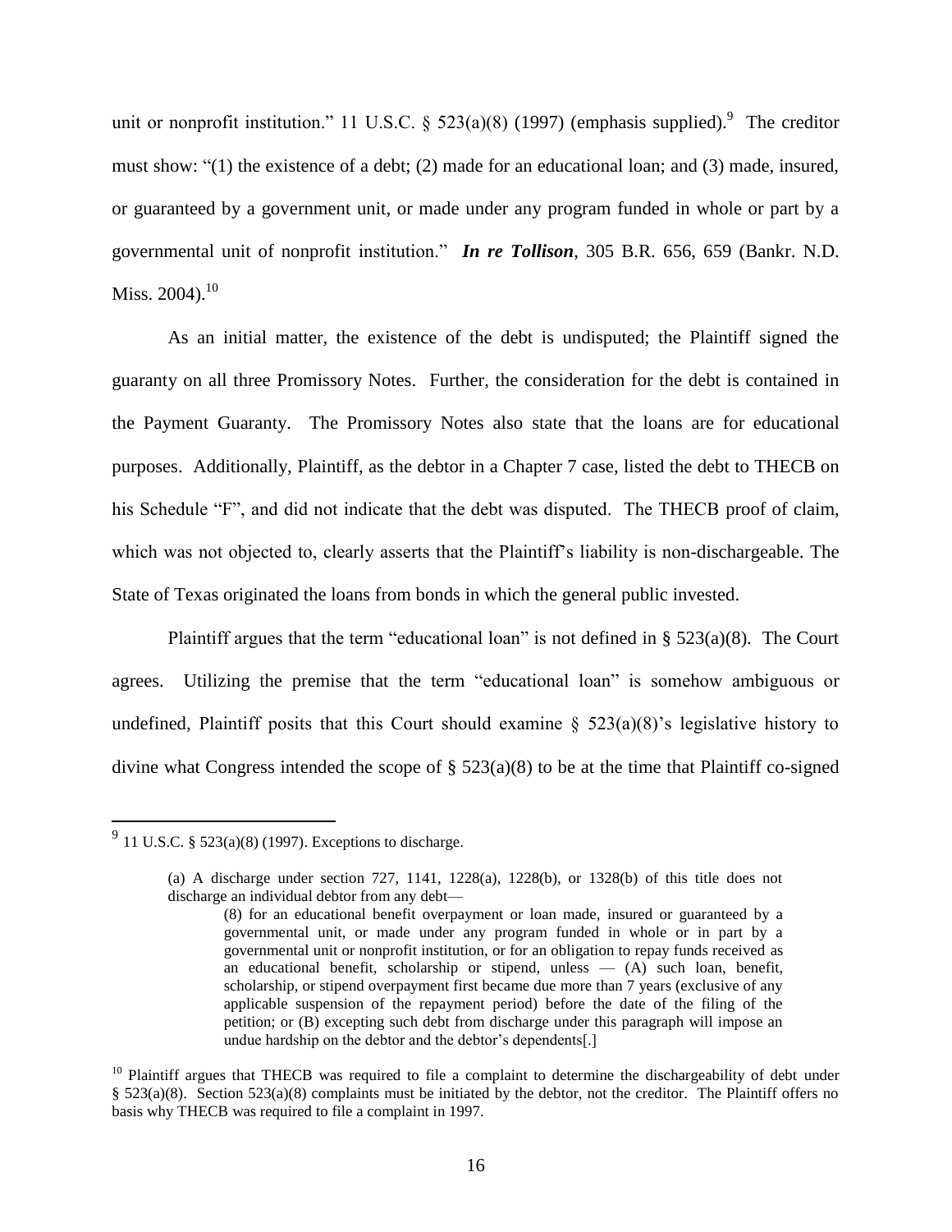unit or nonprofit institution." 11 U.S.C. § 523(a)(8) (1997) (emphasis supplied).[9] The creditor must show: "(1) the existence of a debt; (2) made for an educational loan; and (3) made, insured, or guaranteed by a government unit, or made under any program funded in whole or part by a governmental unit of nonprofit institution." ***In re Tollison***, 305 B.R. 656, 659 (Bankr. N.D. Miss. 2004).[10]

As an initial matter, the existence of the debt is undisputed; the Plaintiff signed the guaranty on all three Promissory Notes. Further, the consideration for the debt is contained in the Payment Guaranty. The Promissory Notes also state that the loans are for educational purposes. Additionally, Plaintiff, as the debtor in a Chapter 7 case, listed the debt to THECB on his Schedule "F", and did not indicate that the debt was disputed. The THECB proof of claim, which was not objected to, clearly asserts that the Plaintiff's liability is non-dischargeable. The State of Texas originated the loans from bonds in which the general public invested.

Plaintiff argues that the term "educational loan" is not defined in § 523(a)(8). The Court agrees. Utilizing the premise that the term "educational loan" is somehow ambiguous or undefined, Plaintiff posits that this Court should examine § 523(a)(8)'s legislative history to divine what Congress intended the scope of § 523(a)(8) to be at the time that Plaintiff co-signed

---

[9] 11 U.S.C. § 523(a)(8) (1997). Exceptions to discharge.

> (a) A discharge under section 727, 1141, 1228(a), 1228(b), or 1328(b) of this title does not discharge an individual debtor from any debt—
>
> > (8) for an educational benefit overpayment or loan made, insured or guaranteed by a governmental unit, or made under any program funded in whole or in part by a governmental unit or nonprofit institution, or for an obligation to repay funds received as an educational benefit, scholarship or stipend, unless — (A) such loan, benefit, scholarship, or stipend overpayment first became due more than 7 years (exclusive of any applicable suspension of the repayment period) before the date of the filing of the petition; or (B) excepting such debt from discharge under this paragraph will impose an undue hardship on the debtor and the debtor's dependents[.]

[10] Plaintiff argues that THECB was required to file a complaint to determine the dischargeability of debt under § 523(a)(8). Section 523(a)(8) complaints must be initiated by the debtor, not the creditor. The Plaintiff offers no basis why THECB was required to file a complaint in 1997.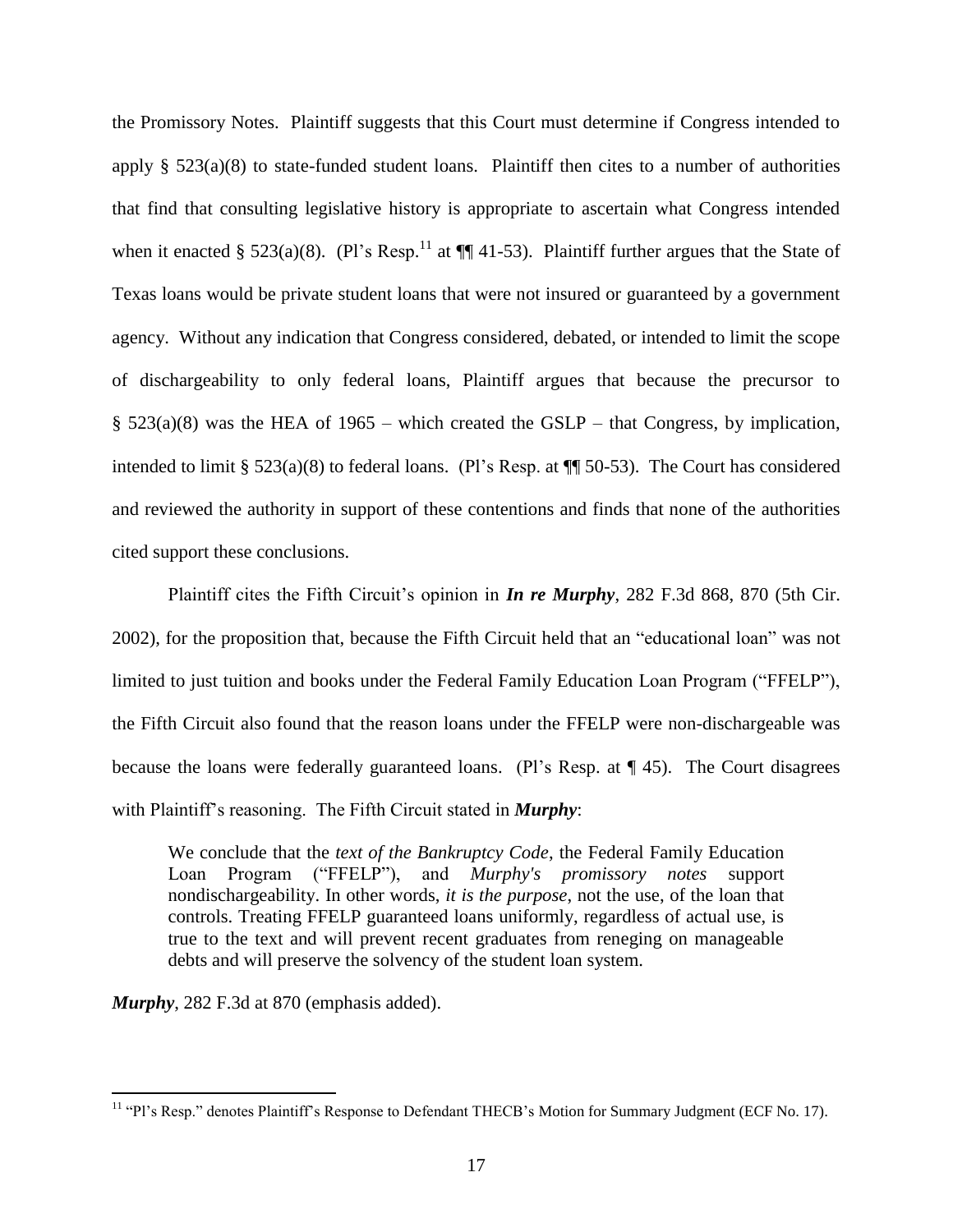the Promissory Notes. Plaintiff suggests that this Court must determine if Congress intended to apply § 523(a)(8) to state-funded student loans. Plaintiff then cites to a number of authorities that find that consulting legislative history is appropriate to ascertain what Congress intended when it enacted § 523(a)(8). (Pl's Resp.[11] at ¶¶ 41-53). Plaintiff further argues that the State of Texas loans would be private student loans that were not insured or guaranteed by a government agency. Without any indication that Congress considered, debated, or intended to limit the scope of dischargeability to only federal loans, Plaintiff argues that because the precursor to § 523(a)(8) was the HEA of 1965 – which created the GSLP – that Congress, by implication, intended to limit § 523(a)(8) to federal loans. (Pl's Resp. at ¶¶ 50-53). The Court has considered and reviewed the authority in support of these contentions and finds that none of the authorities cited support these conclusions.

Plaintiff cites the Fifth Circuit's opinion in ***In re Murphy***, 282 F.3d 868, 870 (5th Cir. 2002), for the proposition that, because the Fifth Circuit held that an "educational loan" was not limited to just tuition and books under the Federal Family Education Loan Program ("FFELP"), the Fifth Circuit also found that the reason loans under the FFELP were non-dischargeable was because the loans were federally guaranteed loans. (Pl's Resp. at ¶ 45). The Court disagrees with Plaintiff's reasoning. The Fifth Circuit stated in ***Murphy***:

> We conclude that the *text of the Bankruptcy Code*, the Federal Family Education Loan Program ("FFELP"), and *Murphy's promissory notes* support nondischargeability. In other words, *it is the purpose*, not the use, of the loan that controls. Treating FFELP guaranteed loans uniformly, regardless of actual use, is true to the text and will prevent recent graduates from reneging on manageable debts and will preserve the solvency of the student loan system.

***Murphy***, 282 F.3d at 870 (emphasis added).

[11] "Pl's Resp." denotes Plaintiff's Response to Defendant THECB's Motion for Summary Judgment (ECF No. 17).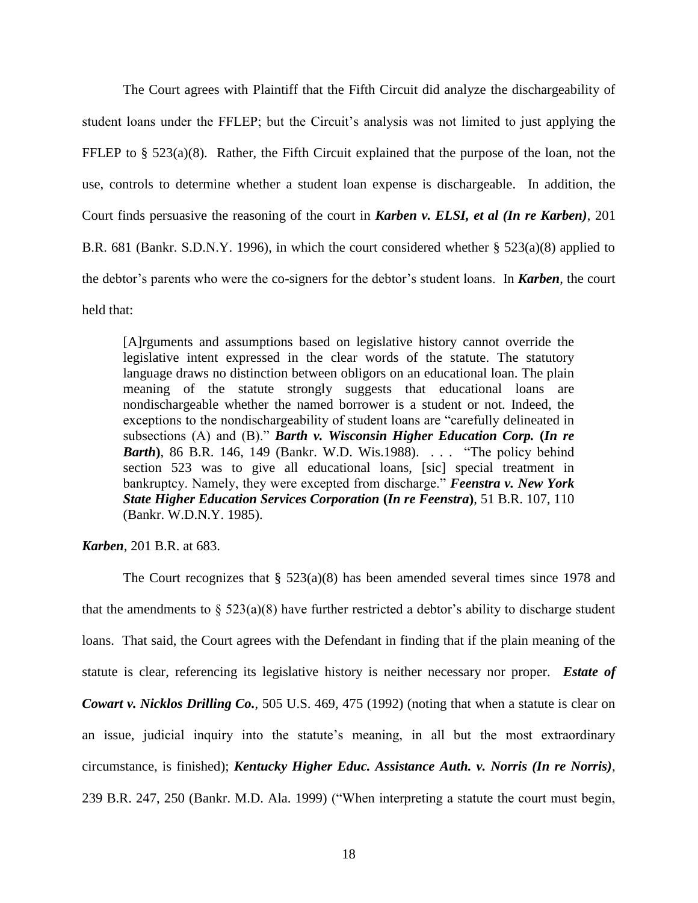The Court agrees with Plaintiff that the Fifth Circuit did analyze the dischargeability of student loans under the FFLEP; but the Circuit's analysis was not limited to just applying the FFLEP to § 523(a)(8). Rather, the Fifth Circuit explained that the purpose of the loan, not the use, controls to determine whether a student loan expense is dischargeable. In addition, the Court finds persuasive the reasoning of the court in ***Karben v. ELSI, et al (In re Karben)***, 201 B.R. 681 (Bankr. S.D.N.Y. 1996), in which the court considered whether § 523(a)(8) applied to the debtor's parents who were the co-signers for the debtor's student loans. In ***Karben***, the court held that:

> [A]rguments and assumptions based on legislative history cannot override the legislative intent expressed in the clear words of the statute. The statutory language draws no distinction between obligors on an educational loan. The plain meaning of the statute strongly suggests that educational loans are nondischargeable whether the named borrower is a student or not. Indeed, the exceptions to the nondischargeability of student loans are "carefully delineated in subsections (A) and (B)." ***Barth v. Wisconsin Higher Education Corp.* (*In re Barth*)**, 86 B.R. 146, 149 (Bankr. W.D. Wis.1988). . . . "The policy behind section 523 was to give all educational loans, [sic] special treatment in bankruptcy. Namely, they were excepted from discharge." ***Feenstra v. New York State Higher Education Services Corporation* (*In re Feenstra*)**, 51 B.R. 107, 110 (Bankr. W.D.N.Y. 1985).

***Karben***, 201 B.R. at 683.

The Court recognizes that § 523(a)(8) has been amended several times since 1978 and that the amendments to § 523(a)(8) have further restricted a debtor's ability to discharge student loans. That said, the Court agrees with the Defendant in finding that if the plain meaning of the statute is clear, referencing its legislative history is neither necessary nor proper. ***Estate of Cowart v. Nicklos Drilling Co.***, 505 U.S. 469, 475 (1992) (noting that when a statute is clear on an issue, judicial inquiry into the statute's meaning, in all but the most extraordinary circumstance, is finished); ***Kentucky Higher Educ. Assistance Auth. v. Norris (In re Norris)***, 239 B.R. 247, 250 (Bankr. M.D. Ala. 1999) ("When interpreting a statute the court must begin,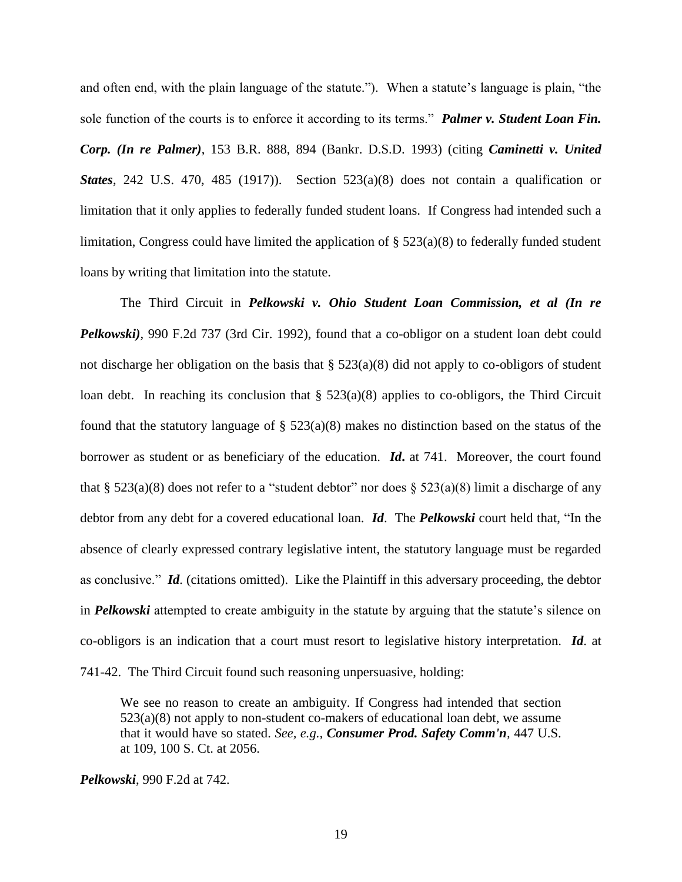and often end, with the plain language of the statute."). When a statute's language is plain, "the sole function of the courts is to enforce it according to its terms." ***Palmer v. Student Loan Fin. Corp. (In re Palmer)***, 153 B.R. 888, 894 (Bankr. D.S.D. 1993) (citing ***Caminetti v. United States***, 242 U.S. 470, 485 (1917)). Section 523(a)(8) does not contain a qualification or limitation that it only applies to federally funded student loans. If Congress had intended such a limitation, Congress could have limited the application of § 523(a)(8) to federally funded student loans by writing that limitation into the statute.

The Third Circuit in ***Pelkowski v. Ohio Student Loan Commission, et al (In re Pelkowski)***, 990 F.2d 737 (3rd Cir. 1992), found that a co-obligor on a student loan debt could not discharge her obligation on the basis that § 523(a)(8) did not apply to co-obligors of student loan debt. In reaching its conclusion that § 523(a)(8) applies to co-obligors, the Third Circuit found that the statutory language of § 523(a)(8) makes no distinction based on the status of the borrower as student or as beneficiary of the education. ***Id***. at 741. Moreover, the court found that § 523(a)(8) does not refer to a "student debtor" nor does § 523(a)(8) limit a discharge of any debtor from any debt for a covered educational loan. ***Id***. The ***Pelkowski*** court held that, "In the absence of clearly expressed contrary legislative intent, the statutory language must be regarded as conclusive." ***Id***. (citations omitted). Like the Plaintiff in this adversary proceeding, the debtor in ***Pelkowski*** attempted to create ambiguity in the statute by arguing that the statute's silence on co-obligors is an indication that a court must resort to legislative history interpretation. ***Id***. at 741-42. The Third Circuit found such reasoning unpersuasive, holding:

> We see no reason to create an ambiguity. If Congress had intended that section 523(a)(8) not apply to non-student co-makers of educational loan debt, we assume that it would have so stated. *See, e.g.*, ***Consumer Prod. Safety Comm'n***, 447 U.S. at 109, 100 S. Ct. at 2056.

***Pelkowski***, 990 F.2d at 742.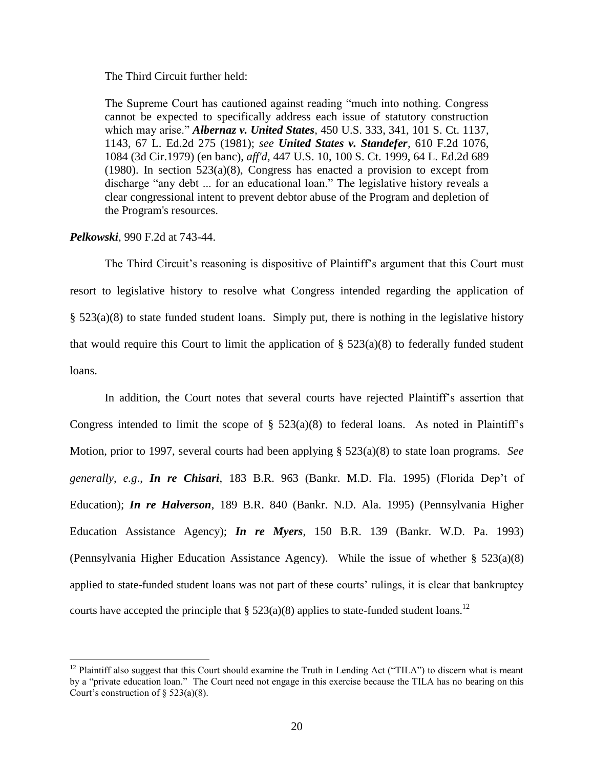The Third Circuit further held:

> The Supreme Court has cautioned against reading "much into nothing. Congress cannot be expected to specifically address each issue of statutory construction which may arise." ***Albernaz v. United States***, 450 U.S. 333, 341, 101 S. Ct. 1137, 1143, 67 L. Ed.2d 275 (1981); *see* ***United States v. Standefer***, 610 F.2d 1076, 1084 (3d Cir.1979) (en banc), *aff'd*, 447 U.S. 10, 100 S. Ct. 1999, 64 L. Ed.2d 689 (1980). In section 523(a)(8), Congress has enacted a provision to except from discharge "any debt ... for an educational loan." The legislative history reveals a clear congressional intent to prevent debtor abuse of the Program and depletion of the Program's resources.

***Pelkowski***, 990 F.2d at 743-44.

The Third Circuit's reasoning is dispositive of Plaintiff's argument that this Court must resort to legislative history to resolve what Congress intended regarding the application of § 523(a)(8) to state funded student loans. Simply put, there is nothing in the legislative history that would require this Court to limit the application of § 523(a)(8) to federally funded student loans.

In addition, the Court notes that several courts have rejected Plaintiff's assertion that Congress intended to limit the scope of § 523(a)(8) to federal loans. As noted in Plaintiff's Motion, prior to 1997, several courts had been applying § 523(a)(8) to state loan programs. *See generally*, *e.g*., ***In re Chisari***, 183 B.R. 963 (Bankr. M.D. Fla. 1995) (Florida Dep't of Education); ***In re Halverson***, 189 B.R. 840 (Bankr. N.D. Ala. 1995) (Pennsylvania Higher Education Assistance Agency); ***In re Myers***, 150 B.R. 139 (Bankr. W.D. Pa. 1993) (Pennsylvania Higher Education Assistance Agency). While the issue of whether § 523(a)(8) applied to state-funded student loans was not part of these courts' rulings, it is clear that bankruptcy courts have accepted the principle that § 523(a)(8) applies to state-funded student loans.[12]

[12] Plaintiff also suggest that this Court should examine the Truth in Lending Act ("TILA") to discern what is meant by a "private education loan." The Court need not engage in this exercise because the TILA has no bearing on this Court's construction of § 523(a)(8).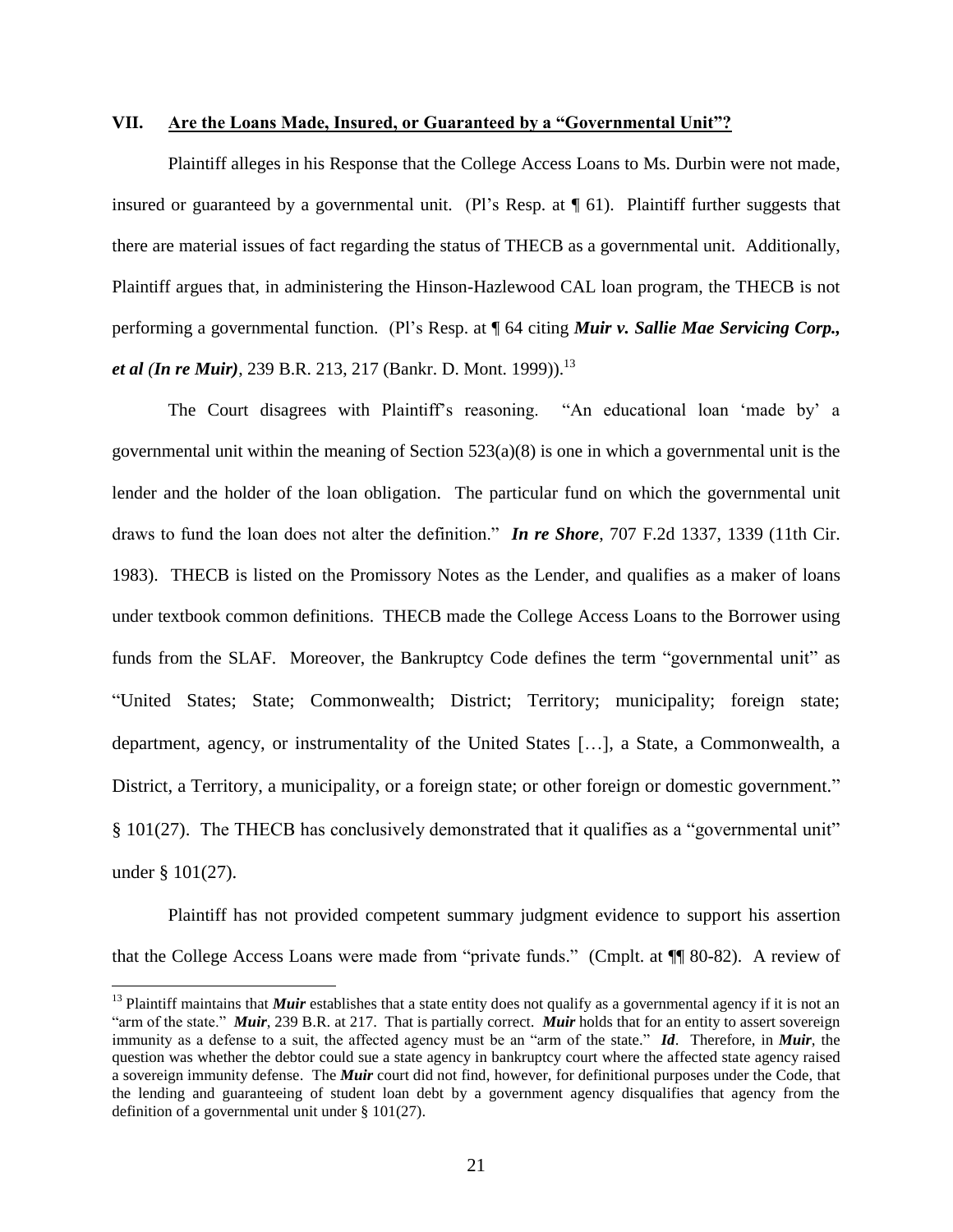## VII. Are the Loans Made, Insured, or Guaranteed by a "Governmental Unit"?

Plaintiff alleges in his Response that the College Access Loans to Ms. Durbin were not made, insured or guaranteed by a governmental unit. (Pl's Resp. at ¶ 61). Plaintiff further suggests that there are material issues of fact regarding the status of THECB as a governmental unit. Additionally, Plaintiff argues that, in administering the Hinson-Hazlewood CAL loan program, the THECB is not performing a governmental function. (Pl's Resp. at ¶ 64 citing ***Muir v. Sallie Mae Servicing Corp., et al (In re Muir)***, 239 B.R. 213, 217 (Bankr. D. Mont. 1999)).[13]

The Court disagrees with Plaintiff's reasoning. "An educational loan 'made by' a governmental unit within the meaning of Section 523(a)(8) is one in which a governmental unit is the lender and the holder of the loan obligation. The particular fund on which the governmental unit draws to fund the loan does not alter the definition." ***In re Shore***, 707 F.2d 1337, 1339 (11th Cir. 1983). THECB is listed on the Promissory Notes as the Lender, and qualifies as a maker of loans under textbook common definitions. THECB made the College Access Loans to the Borrower using funds from the SLAF. Moreover, the Bankruptcy Code defines the term "governmental unit" as "United States; State; Commonwealth; District; Territory; municipality; foreign state; department, agency, or instrumentality of the United States […], a State, a Commonwealth, a District, a Territory, a municipality, or a foreign state; or other foreign or domestic government." § 101(27). The THECB has conclusively demonstrated that it qualifies as a "governmental unit" under § 101(27).

Plaintiff has not provided competent summary judgment evidence to support his assertion that the College Access Loans were made from "private funds." (Cmplt. at ¶¶ 80-82). A review of

---

[13] Plaintiff maintains that ***Muir*** establishes that a state entity does not qualify as a governmental agency if it is not an "arm of the state." ***Muir***, 239 B.R. at 217. That is partially correct. ***Muir*** holds that for an entity to assert sovereign immunity as a defense to a suit, the affected agency must be an "arm of the state." ***Id***. Therefore, in ***Muir***, the question was whether the debtor could sue a state agency in bankruptcy court where the affected state agency raised a sovereign immunity defense. The ***Muir*** court did not find, however, for definitional purposes under the Code, that the lending and guaranteeing of student loan debt by a government agency disqualifies that agency from the definition of a governmental unit under § 101(27).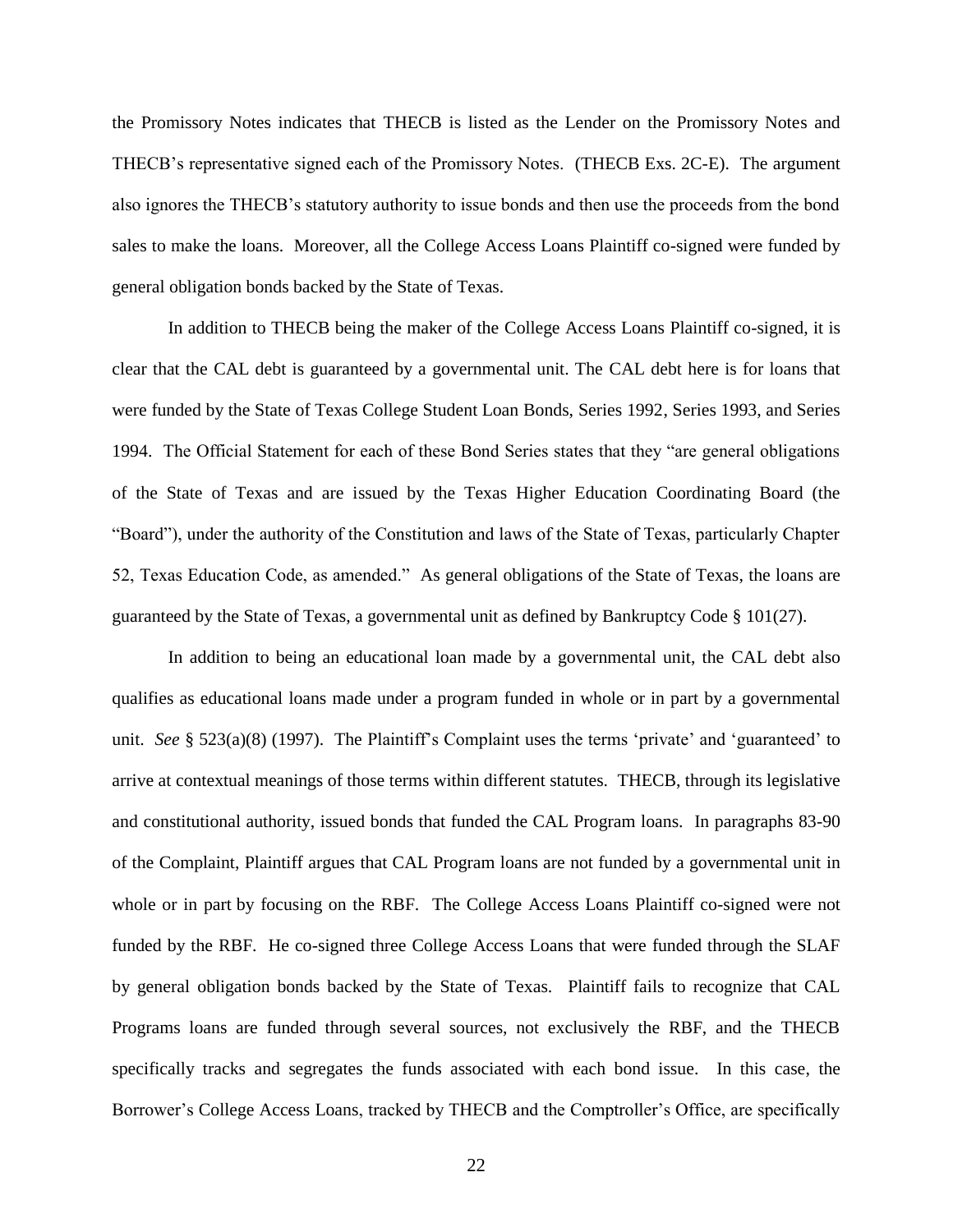the Promissory Notes indicates that THECB is listed as the Lender on the Promissory Notes and THECB's representative signed each of the Promissory Notes. (THECB Exs. 2C-E). The argument also ignores the THECB's statutory authority to issue bonds and then use the proceeds from the bond sales to make the loans. Moreover, all the College Access Loans Plaintiff co-signed were funded by general obligation bonds backed by the State of Texas.

In addition to THECB being the maker of the College Access Loans Plaintiff co-signed, it is clear that the CAL debt is guaranteed by a governmental unit. The CAL debt here is for loans that were funded by the State of Texas College Student Loan Bonds, Series 1992, Series 1993, and Series 1994. The Official Statement for each of these Bond Series states that they "are general obligations of the State of Texas and are issued by the Texas Higher Education Coordinating Board (the "Board"), under the authority of the Constitution and laws of the State of Texas, particularly Chapter 52, Texas Education Code, as amended." As general obligations of the State of Texas, the loans are guaranteed by the State of Texas, a governmental unit as defined by Bankruptcy Code § 101(27).

In addition to being an educational loan made by a governmental unit, the CAL debt also qualifies as educational loans made under a program funded in whole or in part by a governmental unit. *See* § 523(a)(8) (1997). The Plaintiff's Complaint uses the terms 'private' and 'guaranteed' to arrive at contextual meanings of those terms within different statutes. THECB, through its legislative and constitutional authority, issued bonds that funded the CAL Program loans. In paragraphs 83-90 of the Complaint, Plaintiff argues that CAL Program loans are not funded by a governmental unit in whole or in part by focusing on the RBF. The College Access Loans Plaintiff co-signed were not funded by the RBF. He co-signed three College Access Loans that were funded through the SLAF by general obligation bonds backed by the State of Texas. Plaintiff fails to recognize that CAL Programs loans are funded through several sources, not exclusively the RBF, and the THECB specifically tracks and segregates the funds associated with each bond issue. In this case, the Borrower's College Access Loans, tracked by THECB and the Comptroller's Office, are specifically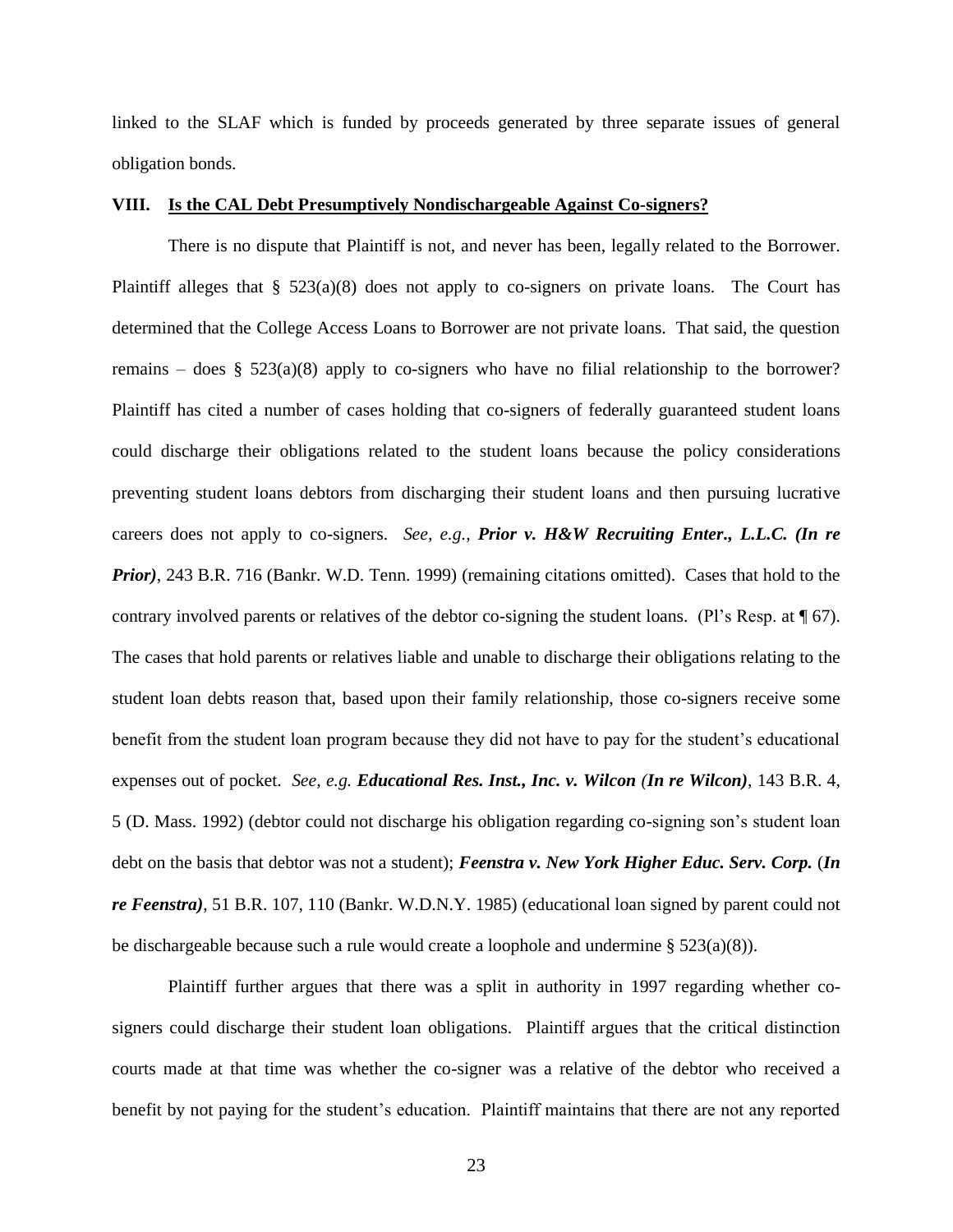linked to the SLAF which is funded by proceeds generated by three separate issues of general obligation bonds.

## VIII. Is the CAL Debt Presumptively Nondischargeable Against Co-signers?

There is no dispute that Plaintiff is not, and never has been, legally related to the Borrower. Plaintiff alleges that § 523(a)(8) does not apply to co-signers on private loans. The Court has determined that the College Access Loans to Borrower are not private loans. That said, the question remains – does § 523(a)(8) apply to co-signers who have no filial relationship to the borrower? Plaintiff has cited a number of cases holding that co-signers of federally guaranteed student loans could discharge their obligations related to the student loans because the policy considerations preventing student loans debtors from discharging their student loans and then pursuing lucrative careers does not apply to co-signers. *See, e.g.,* ***Prior v. H&W Recruiting Enter., L.L.C. (In re Prior)***, 243 B.R. 716 (Bankr. W.D. Tenn. 1999) (remaining citations omitted). Cases that hold to the contrary involved parents or relatives of the debtor co-signing the student loans. (Pl's Resp. at ¶ 67). The cases that hold parents or relatives liable and unable to discharge their obligations relating to the student loan debts reason that, based upon their family relationship, those co-signers receive some benefit from the student loan program because they did not have to pay for the student's educational expenses out of pocket. *See, e.g.* ***Educational Res. Inst., Inc. v. Wilcon (In re Wilcon)***, 143 B.R. 4, 5 (D. Mass. 1992) (debtor could not discharge his obligation regarding co-signing son's student loan debt on the basis that debtor was not a student); ***Feenstra v. New York Higher Educ. Serv. Corp.*** (***In re Feenstra)***, 51 B.R. 107, 110 (Bankr. W.D.N.Y. 1985) (educational loan signed by parent could not be dischargeable because such a rule would create a loophole and undermine § 523(a)(8)).

Plaintiff further argues that there was a split in authority in 1997 regarding whether co-signers could discharge their student loan obligations. Plaintiff argues that the critical distinction courts made at that time was whether the co-signer was a relative of the debtor who received a benefit by not paying for the student's education. Plaintiff maintains that there are not any reported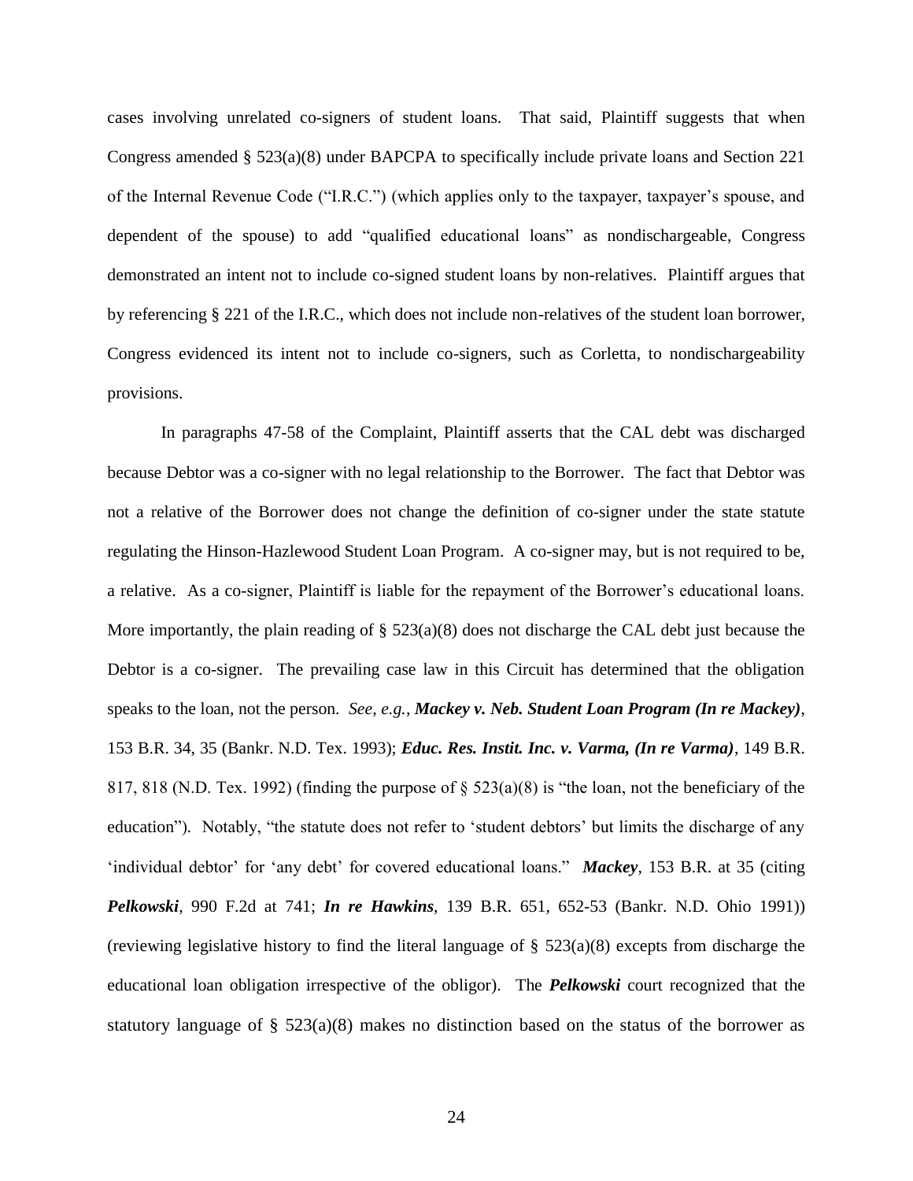cases involving unrelated co-signers of student loans. That said, Plaintiff suggests that when Congress amended § 523(a)(8) under BAPCPA to specifically include private loans and Section 221 of the Internal Revenue Code ("I.R.C.") (which applies only to the taxpayer, taxpayer's spouse, and dependent of the spouse) to add "qualified educational loans" as nondischargeable, Congress demonstrated an intent not to include co-signed student loans by non-relatives. Plaintiff argues that by referencing § 221 of the I.R.C., which does not include non-relatives of the student loan borrower, Congress evidenced its intent not to include co-signers, such as Corletta, to nondischargeability provisions.

In paragraphs 47-58 of the Complaint, Plaintiff asserts that the CAL debt was discharged because Debtor was a co-signer with no legal relationship to the Borrower. The fact that Debtor was not a relative of the Borrower does not change the definition of co-signer under the state statute regulating the Hinson-Hazlewood Student Loan Program. A co-signer may, but is not required to be, a relative. As a co-signer, Plaintiff is liable for the repayment of the Borrower's educational loans. More importantly, the plain reading of § 523(a)(8) does not discharge the CAL debt just because the Debtor is a co-signer. The prevailing case law in this Circuit has determined that the obligation speaks to the loan, not the person. *See, e.g.*, ***Mackey v. Neb. Student Loan Program (In re Mackey)***, 153 B.R. 34, 35 (Bankr. N.D. Tex. 1993); ***Educ. Res. Instit. Inc. v. Varma, (In re Varma)***, 149 B.R. 817, 818 (N.D. Tex. 1992) (finding the purpose of § 523(a)(8) is "the loan, not the beneficiary of the education"). Notably, "the statute does not refer to 'student debtors' but limits the discharge of any 'individual debtor' for 'any debt' for covered educational loans." ***Mackey***, 153 B.R. at 35 (citing ***Pelkowski***, 990 F.2d at 741; ***In re Hawkins***, 139 B.R. 651, 652-53 (Bankr. N.D. Ohio 1991)) (reviewing legislative history to find the literal language of § 523(a)(8) excepts from discharge the educational loan obligation irrespective of the obligor). The ***Pelkowski*** court recognized that the statutory language of § 523(a)(8) makes no distinction based on the status of the borrower as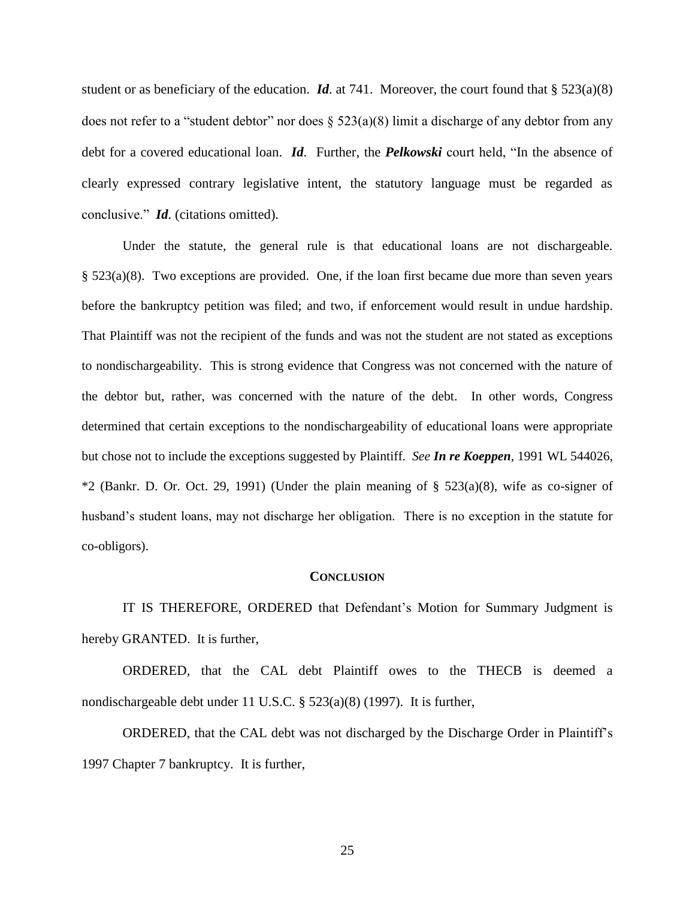student or as beneficiary of the education. ***Id***. at 741. Moreover, the court found that § 523(a)(8) does not refer to a "student debtor" nor does § 523(a)(8) limit a discharge of any debtor from any debt for a covered educational loan. ***Id***. Further, the ***Pelkowski*** court held, "In the absence of clearly expressed contrary legislative intent, the statutory language must be regarded as conclusive." ***Id***. (citations omitted).

Under the statute, the general rule is that educational loans are not dischargeable. § 523(a)(8). Two exceptions are provided. One, if the loan first became due more than seven years before the bankruptcy petition was filed; and two, if enforcement would result in undue hardship. That Plaintiff was not the recipient of the funds and was not the student are not stated as exceptions to nondischargeability. This is strong evidence that Congress was not concerned with the nature of the debtor but, rather, was concerned with the nature of the debt. In other words, Congress determined that certain exceptions to the nondischargeability of educational loans were appropriate but chose not to include the exceptions suggested by Plaintiff. *See* ***In re Koeppen***, 1991 WL 544026, *2 (Bankr. D. Or. Oct. 29, 1991) (Under the plain meaning of § 523(a)(8), wife as co-signer of husband's student loans, may not discharge her obligation. There is no exception in the statute for co-obligors).

## CONCLUSION

IT IS THEREFORE, ORDERED that Defendant's Motion for Summary Judgment is hereby GRANTED. It is further,

ORDERED, that the CAL debt Plaintiff owes to the THECB is deemed a nondischargeable debt under 11 U.S.C. § 523(a)(8) (1997). It is further,

ORDERED, that the CAL debt was not discharged by the Discharge Order in Plaintiff's 1997 Chapter 7 bankruptcy. It is further,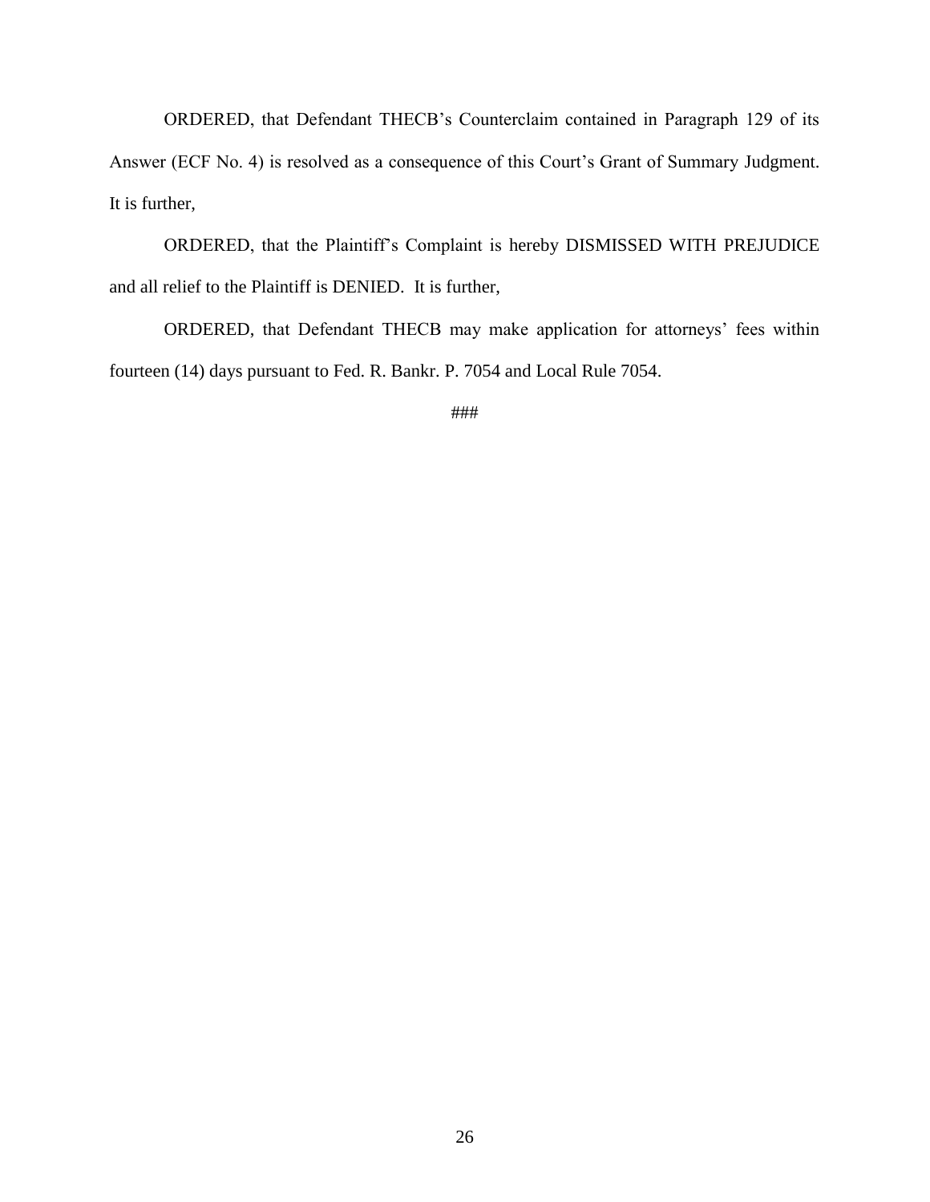ORDERED, that Defendant THECB's Counterclaim contained in Paragraph 129 of its Answer (ECF No. 4) is resolved as a consequence of this Court's Grant of Summary Judgment. It is further,

ORDERED, that the Plaintiff's Complaint is hereby DISMISSED WITH PREJUDICE and all relief to the Plaintiff is DENIED. It is further,

ORDERED, that Defendant THECB may make application for attorneys' fees within fourteen (14) days pursuant to Fed. R. Bankr. P. 7054 and Local Rule 7054.

###